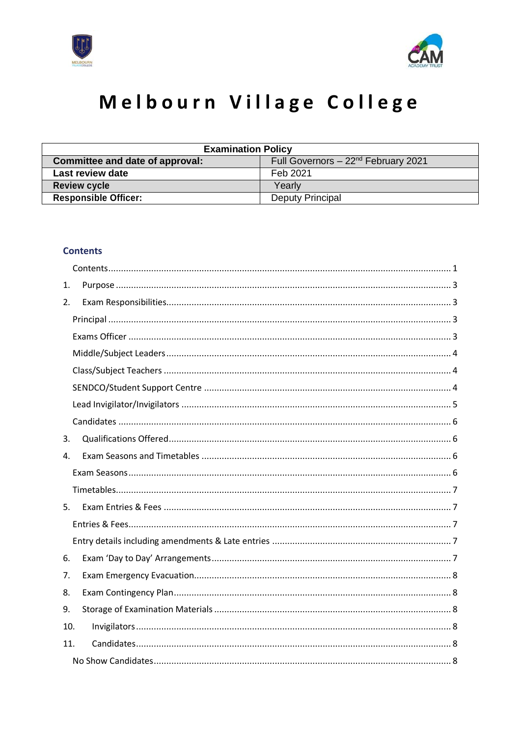# Melbourn Village College

| Examination Policy | |
|---|---|
| **Committee and date of approval:** | Full Governors – 22nd February 2021 |
| **Last review date** | Feb 2021 |
| **Review cycle** | Yearly |
| **Responsible Officer:** | Deputy Principal |

## Contents

Contents ..... 1

1. Purpose ..... 3
2. Exam Responsibilities ..... 3
   - Principal ..... 3
   - Exams Officer ..... 3
   - Middle/Subject Leaders ..... 4
   - Class/Subject Teachers ..... 4
   - SENDCO/Student Support Centre ..... 4
   - Lead Invigilator/Invigilators ..... 5
   - Candidates ..... 6
3. Qualifications Offered ..... 6
4. Exam Seasons and Timetables ..... 6
   - Exam Seasons ..... 6
   - Timetables ..... 7
5. Exam Entries & Fees ..... 7
   - Entries & Fees ..... 7
   - Entry details including amendments & Late entries ..... 7
6. Exam 'Day to Day' Arrangements ..... 7
7. Exam Emergency Evacuation ..... 8
8. Exam Contingency Plan ..... 8
9. Storage of Examination Materials ..... 8
10. Invigilators ..... 8
11. Candidates ..... 8
    - No Show Candidates ..... 8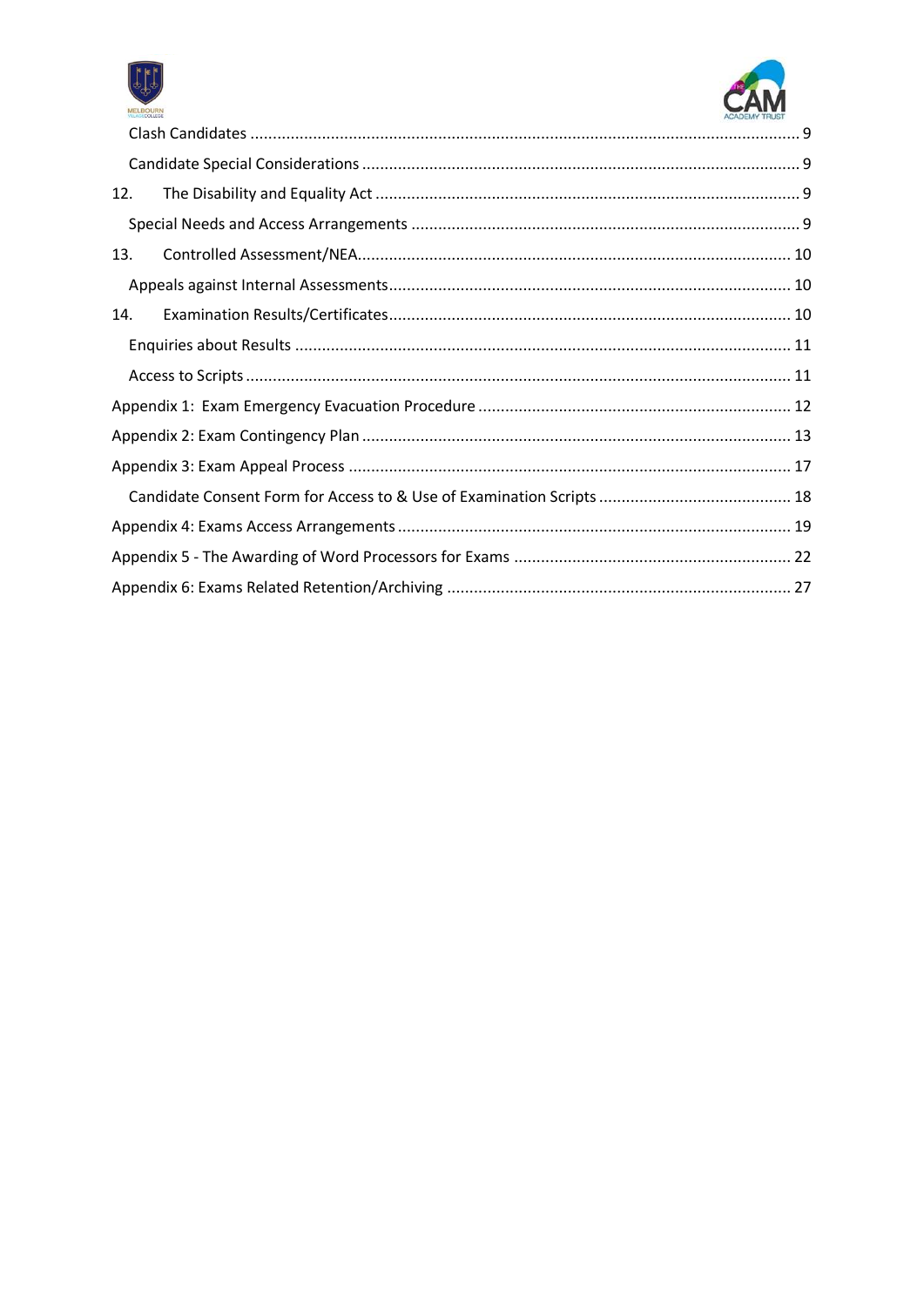Clash Candidates ........................................................................................................................ 9

Candidate Special Considerations ................................................................................................ 9

12. The Disability and Equality Act ............................................................................................. 9

Special Needs and Access Arrangements ..................................................................................... 9

13. Controlled Assessment/NEA.............................................................................................. 10

Appeals against Internal Assessments........................................................................................ 10

14. Examination Results/Certificates........................................................................................ 10

Enquiries about Results ............................................................................................................. 11

Access to Scripts ........................................................................................................................ 11

Appendix 1: Exam Emergency Evacuation Procedure ..................................................................... 12

Appendix 2: Exam Contingency Plan ............................................................................................... 13

Appendix 3: Exam Appeal Process ................................................................................................. 17

Candidate Consent Form for Access to & Use of Examination Scripts ........................................... 18

Appendix 4: Exams Access Arrangements ....................................................................................... 19

Appendix 5 - The Awarding of Word Processors for Exams ............................................................. 22

Appendix 6: Exams Related Retention/Archiving ............................................................................ 27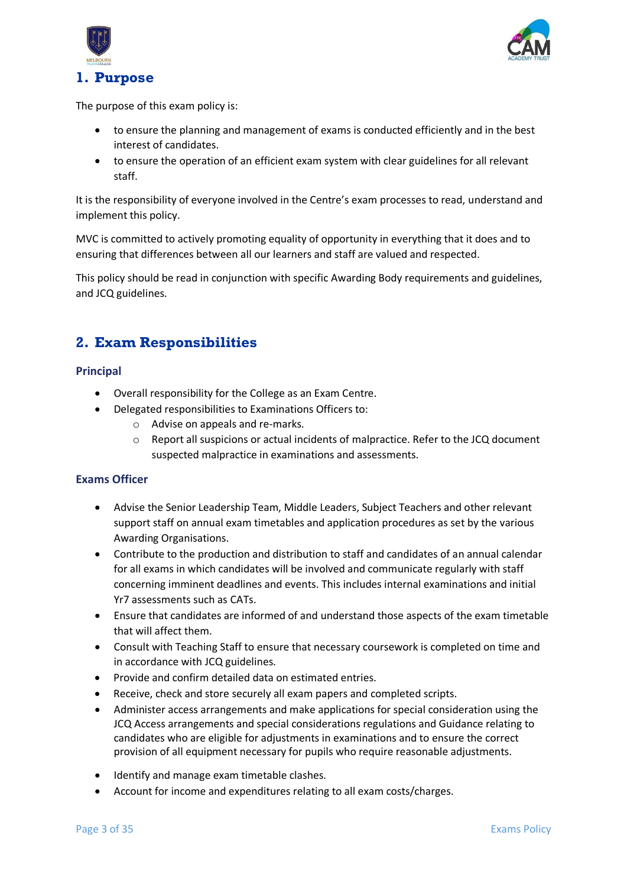# 1. Purpose

The purpose of this exam policy is:

- to ensure the planning and management of exams is conducted efficiently and in the best interest of candidates.
- to ensure the operation of an efficient exam system with clear guidelines for all relevant staff.

It is the responsibility of everyone involved in the Centre's exam processes to read, understand and implement this policy.

MVC is committed to actively promoting equality of opportunity in everything that it does and to ensuring that differences between all our learners and staff are valued and respected.

This policy should be read in conjunction with specific Awarding Body requirements and guidelines, and JCQ guidelines.

# 2. Exam Responsibilities

### Principal

- Overall responsibility for the College as an Exam Centre.
- Delegated responsibilities to Examinations Officers to:
  - Advise on appeals and re-marks.
  - Report all suspicions or actual incidents of malpractice. Refer to the JCQ document suspected malpractice in examinations and assessments.

### Exams Officer

- Advise the Senior Leadership Team, Middle Leaders, Subject Teachers and other relevant support staff on annual exam timetables and application procedures as set by the various Awarding Organisations.
- Contribute to the production and distribution to staff and candidates of an annual calendar for all exams in which candidates will be involved and communicate regularly with staff concerning imminent deadlines and events. This includes internal examinations and initial Yr7 assessments such as CATs.
- Ensure that candidates are informed of and understand those aspects of the exam timetable that will affect them.
- Consult with Teaching Staff to ensure that necessary coursework is completed on time and in accordance with JCQ guidelines.
- Provide and confirm detailed data on estimated entries.
- Receive, check and store securely all exam papers and completed scripts.
- Administer access arrangements and make applications for special consideration using the JCQ Access arrangements and special considerations regulations and Guidance relating to candidates who are eligible for adjustments in examinations and to ensure the correct provision of all equipment necessary for pupils who require reasonable adjustments.
- Identify and manage exam timetable clashes.
- Account for income and expenditures relating to all exam costs/charges.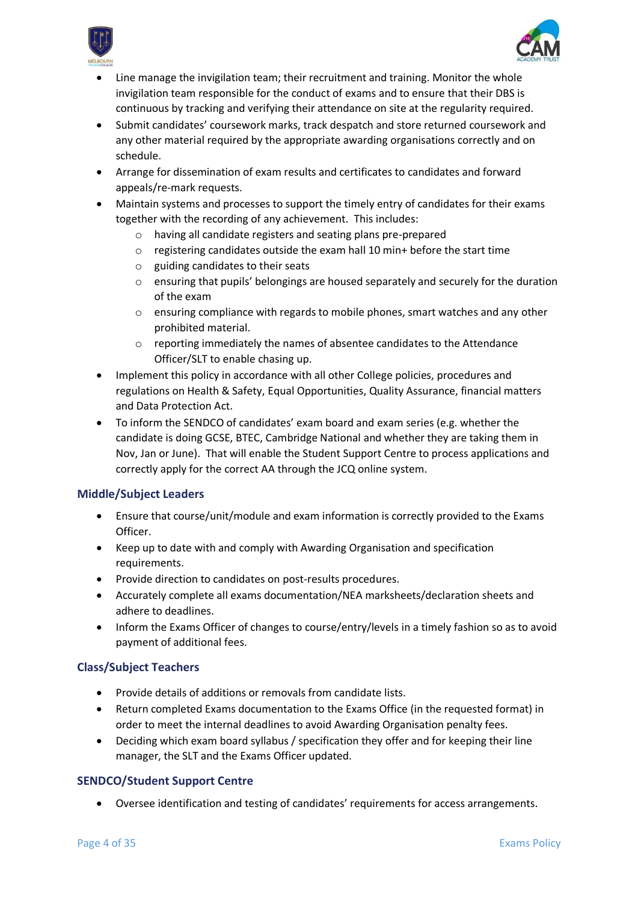- Line manage the invigilation team; their recruitment and training. Monitor the whole invigilation team responsible for the conduct of exams and to ensure that their DBS is continuous by tracking and verifying their attendance on site at the regularity required.
- Submit candidates' coursework marks, track despatch and store returned coursework and any other material required by the appropriate awarding organisations correctly and on schedule.
- Arrange for dissemination of exam results and certificates to candidates and forward appeals/re-mark requests.
- Maintain systems and processes to support the timely entry of candidates for their exams together with the recording of any achievement. This includes:
  - having all candidate registers and seating plans pre-prepared
  - registering candidates outside the exam hall 10 min+ before the start time
  - guiding candidates to their seats
  - ensuring that pupils' belongings are housed separately and securely for the duration of the exam
  - ensuring compliance with regards to mobile phones, smart watches and any other prohibited material.
  - reporting immediately the names of absentee candidates to the Attendance Officer/SLT to enable chasing up.
- Implement this policy in accordance with all other College policies, procedures and regulations on Health & Safety, Equal Opportunities, Quality Assurance, financial matters and Data Protection Act.
- To inform the SENDCO of candidates' exam board and exam series (e.g. whether the candidate is doing GCSE, BTEC, Cambridge National and whether they are taking them in Nov, Jan or June). That will enable the Student Support Centre to process applications and correctly apply for the correct AA through the JCQ online system.

### Middle/Subject Leaders

- Ensure that course/unit/module and exam information is correctly provided to the Exams Officer.
- Keep up to date with and comply with Awarding Organisation and specification requirements.
- Provide direction to candidates on post-results procedures.
- Accurately complete all exams documentation/NEA marksheets/declaration sheets and adhere to deadlines.
- Inform the Exams Officer of changes to course/entry/levels in a timely fashion so as to avoid payment of additional fees.

### Class/Subject Teachers

- Provide details of additions or removals from candidate lists.
- Return completed Exams documentation to the Exams Office (in the requested format) in order to meet the internal deadlines to avoid Awarding Organisation penalty fees.
- Deciding which exam board syllabus / specification they offer and for keeping their line manager, the SLT and the Exams Officer updated.

### SENDCO/Student Support Centre

- Oversee identification and testing of candidates' requirements for access arrangements.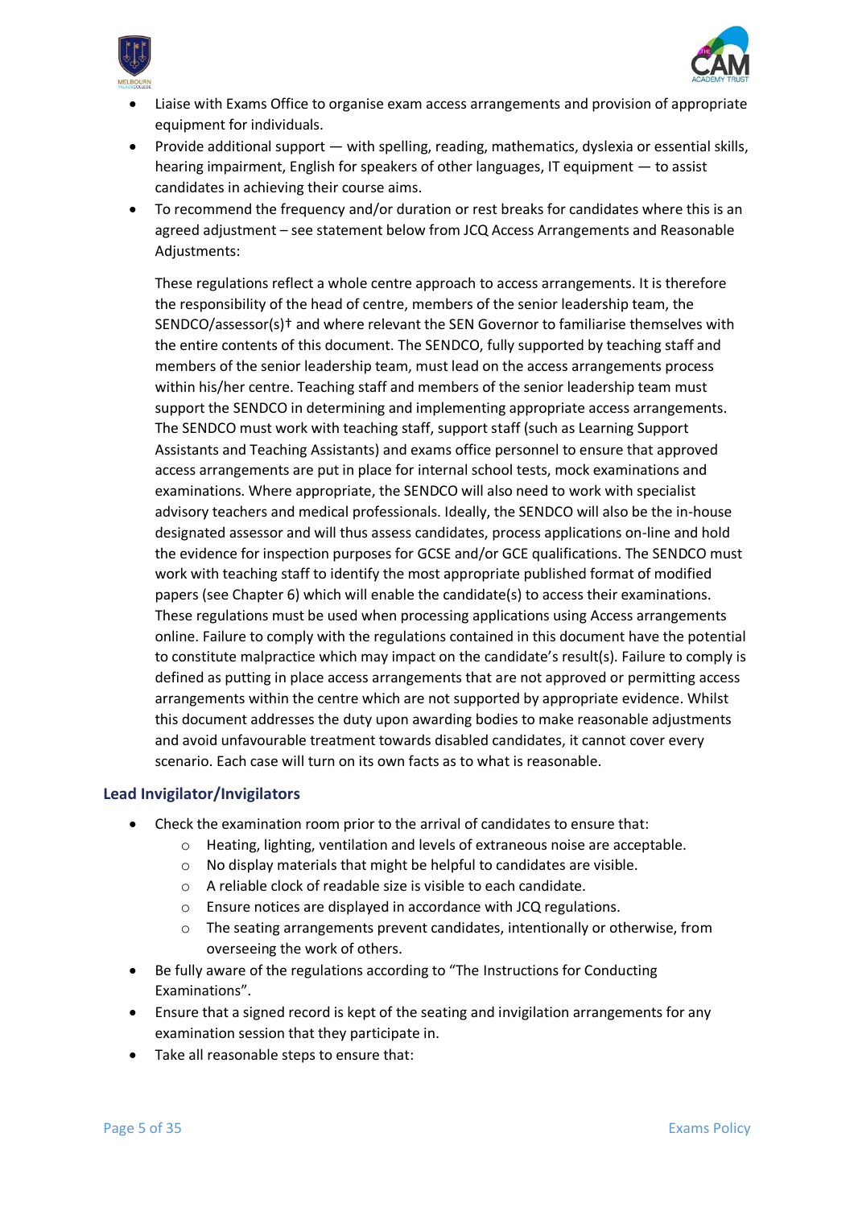- Liaise with Exams Office to organise exam access arrangements and provision of appropriate equipment for individuals.
- Provide additional support — with spelling, reading, mathematics, dyslexia or essential skills, hearing impairment, English for speakers of other languages, IT equipment — to assist candidates in achieving their course aims.
- To recommend the frequency and/or duration or rest breaks for candidates where this is an agreed adjustment – see statement below from JCQ Access Arrangements and Reasonable Adjustments:

  These regulations reflect a whole centre approach to access arrangements. It is therefore the responsibility of the head of centre, members of the senior leadership team, the SENDCO/assessor(s)† and where relevant the SEN Governor to familiarise themselves with the entire contents of this document. The SENDCO, fully supported by teaching staff and members of the senior leadership team, must lead on the access arrangements process within his/her centre. Teaching staff and members of the senior leadership team must support the SENDCO in determining and implementing appropriate access arrangements. The SENDCO must work with teaching staff, support staff (such as Learning Support Assistants and Teaching Assistants) and exams office personnel to ensure that approved access arrangements are put in place for internal school tests, mock examinations and examinations. Where appropriate, the SENDCO will also need to work with specialist advisory teachers and medical professionals. Ideally, the SENDCO will also be the in-house designated assessor and will thus assess candidates, process applications on-line and hold the evidence for inspection purposes for GCSE and/or GCE qualifications. The SENDCO must work with teaching staff to identify the most appropriate published format of modified papers (see Chapter 6) which will enable the candidate(s) to access their examinations. These regulations must be used when processing applications using Access arrangements online. Failure to comply with the regulations contained in this document have the potential to constitute malpractice which may impact on the candidate's result(s). Failure to comply is defined as putting in place access arrangements that are not approved or permitting access arrangements within the centre which are not supported by appropriate evidence. Whilst this document addresses the duty upon awarding bodies to make reasonable adjustments and avoid unfavourable treatment towards disabled candidates, it cannot cover every scenario. Each case will turn on its own facts as to what is reasonable.

### Lead Invigilator/Invigilators

- Check the examination room prior to the arrival of candidates to ensure that:
  - Heating, lighting, ventilation and levels of extraneous noise are acceptable.
  - No display materials that might be helpful to candidates are visible.
  - A reliable clock of readable size is visible to each candidate.
  - Ensure notices are displayed in accordance with JCQ regulations.
  - The seating arrangements prevent candidates, intentionally or otherwise, from overseeing the work of others.
- Be fully aware of the regulations according to "The Instructions for Conducting Examinations".
- Ensure that a signed record is kept of the seating and invigilation arrangements for any examination session that they participate in.
- Take all reasonable steps to ensure that: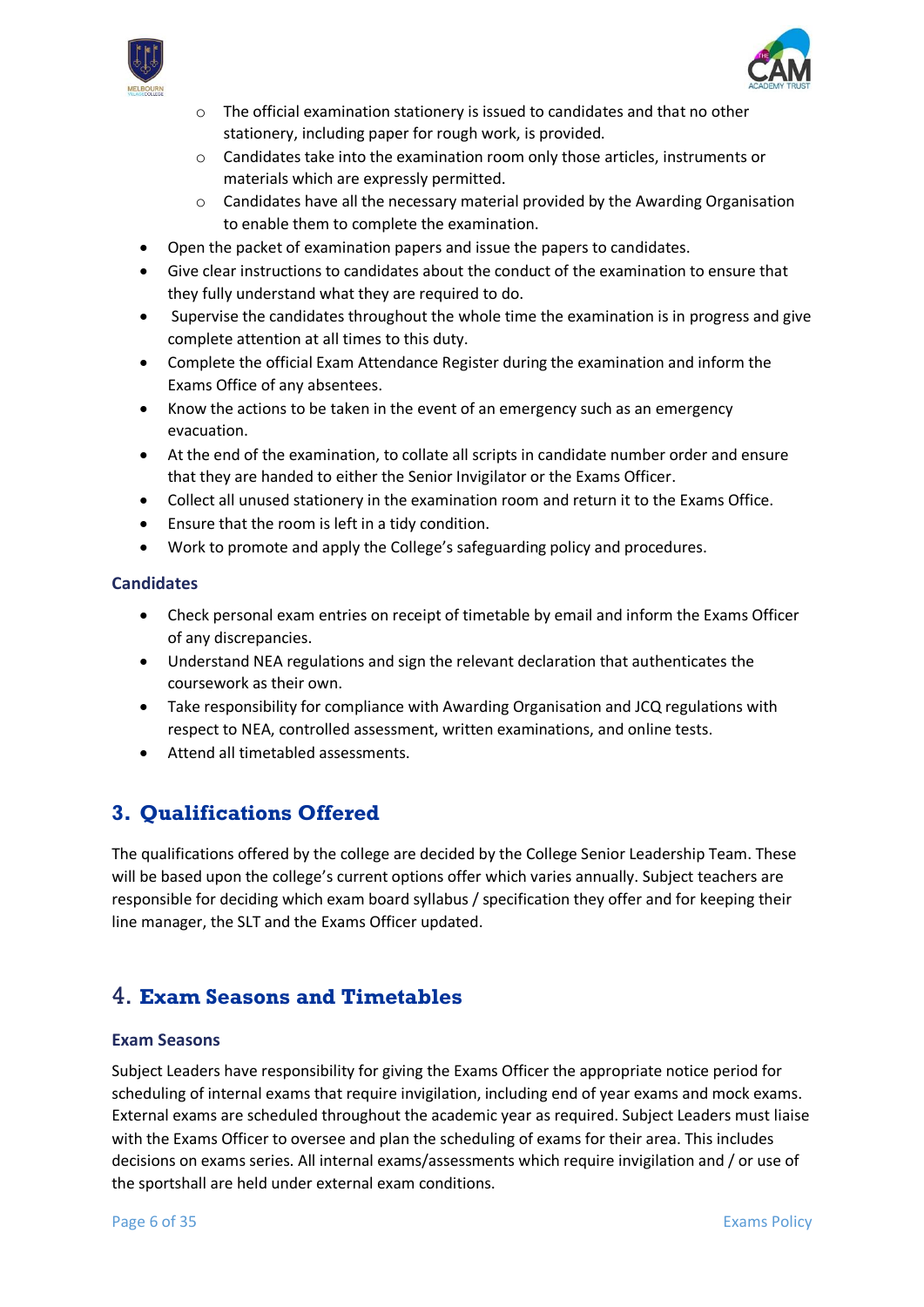- The official examination stationery is issued to candidates and that no other stationery, including paper for rough work, is provided.
    - Candidates take into the examination room only those articles, instruments or materials which are expressly permitted.
    - Candidates have all the necessary material provided by the Awarding Organisation to enable them to complete the examination.
- Open the packet of examination papers and issue the papers to candidates.
- Give clear instructions to candidates about the conduct of the examination to ensure that they fully understand what they are required to do.
- Supervise the candidates throughout the whole time the examination is in progress and give complete attention at all times to this duty.
- Complete the official Exam Attendance Register during the examination and inform the Exams Office of any absentees.
- Know the actions to be taken in the event of an emergency such as an emergency evacuation.
- At the end of the examination, to collate all scripts in candidate number order and ensure that they are handed to either the Senior Invigilator or the Exams Officer.
- Collect all unused stationery in the examination room and return it to the Exams Office.
- Ensure that the room is left in a tidy condition.
- Work to promote and apply the College's safeguarding policy and procedures.

### Candidates

- Check personal exam entries on receipt of timetable by email and inform the Exams Officer of any discrepancies.
- Understand NEA regulations and sign the relevant declaration that authenticates the coursework as their own.
- Take responsibility for compliance with Awarding Organisation and JCQ regulations with respect to NEA, controlled assessment, written examinations, and online tests.
- Attend all timetabled assessments.

## 3. Qualifications Offered

The qualifications offered by the college are decided by the College Senior Leadership Team. These will be based upon the college's current options offer which varies annually. Subject teachers are responsible for deciding which exam board syllabus / specification they offer and for keeping their line manager, the SLT and the Exams Officer updated.

## 4. Exam Seasons and Timetables

### Exam Seasons

Subject Leaders have responsibility for giving the Exams Officer the appropriate notice period for scheduling of internal exams that require invigilation, including end of year exams and mock exams. External exams are scheduled throughout the academic year as required. Subject Leaders must liaise with the Exams Officer to oversee and plan the scheduling of exams for their area. This includes decisions on exams series. All internal exams/assessments which require invigilation and / or use of the sportshall are held under external exam conditions.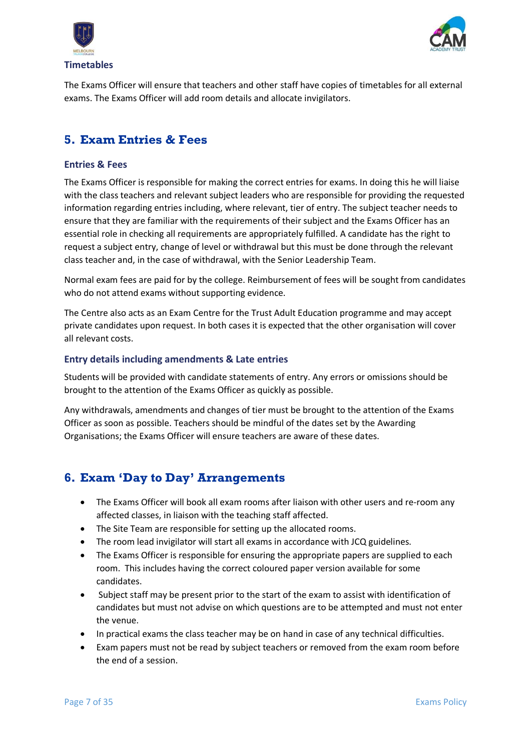### Timetables

The Exams Officer will ensure that teachers and other staff have copies of timetables for all external exams. The Exams Officer will add room details and allocate invigilators.

## 5. Exam Entries & Fees

### Entries & Fees

The Exams Officer is responsible for making the correct entries for exams. In doing this he will liaise with the class teachers and relevant subject leaders who are responsible for providing the requested information regarding entries including, where relevant, tier of entry. The subject teacher needs to ensure that they are familiar with the requirements of their subject and the Exams Officer has an essential role in checking all requirements are appropriately fulfilled. A candidate has the right to request a subject entry, change of level or withdrawal but this must be done through the relevant class teacher and, in the case of withdrawal, with the Senior Leadership Team.

Normal exam fees are paid for by the college. Reimbursement of fees will be sought from candidates who do not attend exams without supporting evidence.

The Centre also acts as an Exam Centre for the Trust Adult Education programme and may accept private candidates upon request. In both cases it is expected that the other organisation will cover all relevant costs.

### Entry details including amendments & Late entries

Students will be provided with candidate statements of entry. Any errors or omissions should be brought to the attention of the Exams Officer as quickly as possible.

Any withdrawals, amendments and changes of tier must be brought to the attention of the Exams Officer as soon as possible. Teachers should be mindful of the dates set by the Awarding Organisations; the Exams Officer will ensure teachers are aware of these dates.

## 6. Exam 'Day to Day' Arrangements

- The Exams Officer will book all exam rooms after liaison with other users and re-room any affected classes, in liaison with the teaching staff affected.
- The Site Team are responsible for setting up the allocated rooms.
- The room lead invigilator will start all exams in accordance with JCQ guidelines.
- The Exams Officer is responsible for ensuring the appropriate papers are supplied to each room. This includes having the correct coloured paper version available for some candidates.
- Subject staff may be present prior to the start of the exam to assist with identification of candidates but must not advise on which questions are to be attempted and must not enter the venue.
- In practical exams the class teacher may be on hand in case of any technical difficulties.
- Exam papers must not be read by subject teachers or removed from the exam room before the end of a session.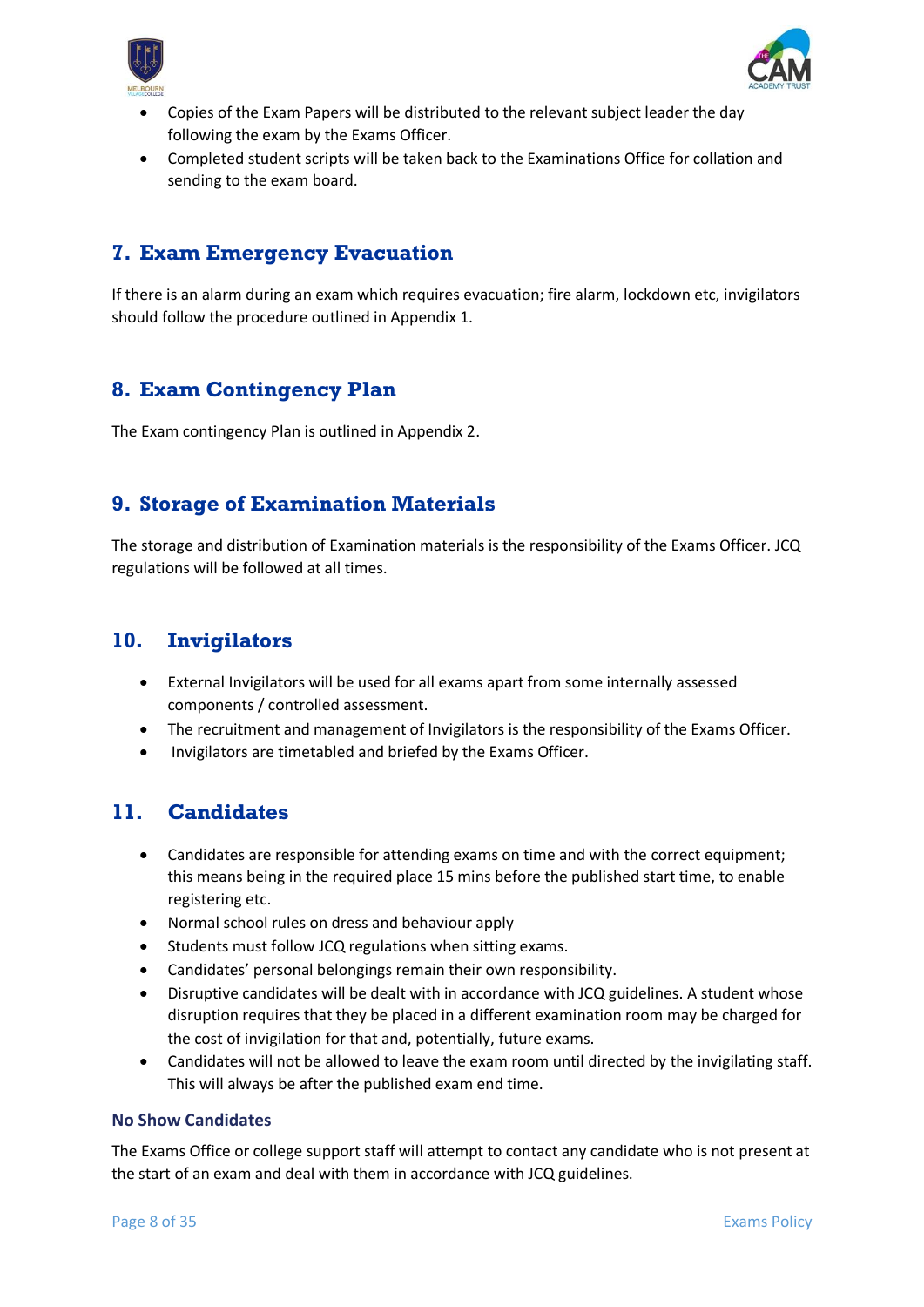- Copies of the Exam Papers will be distributed to the relevant subject leader the day following the exam by the Exams Officer.
- Completed student scripts will be taken back to the Examinations Office for collation and sending to the exam board.

## 7. Exam Emergency Evacuation

If there is an alarm during an exam which requires evacuation; fire alarm, lockdown etc, invigilators should follow the procedure outlined in Appendix 1.

## 8. Exam Contingency Plan

The Exam contingency Plan is outlined in Appendix 2.

## 9. Storage of Examination Materials

The storage and distribution of Examination materials is the responsibility of the Exams Officer. JCQ regulations will be followed at all times.

## 10. Invigilators

- External Invigilators will be used for all exams apart from some internally assessed components / controlled assessment.
- The recruitment and management of Invigilators is the responsibility of the Exams Officer.
- Invigilators are timetabled and briefed by the Exams Officer.

## 11. Candidates

- Candidates are responsible for attending exams on time and with the correct equipment; this means being in the required place 15 mins before the published start time, to enable registering etc.
- Normal school rules on dress and behaviour apply
- Students must follow JCQ regulations when sitting exams.
- Candidates' personal belongings remain their own responsibility.
- Disruptive candidates will be dealt with in accordance with JCQ guidelines. A student whose disruption requires that they be placed in a different examination room may be charged for the cost of invigilation for that and, potentially, future exams.
- Candidates will not be allowed to leave the exam room until directed by the invigilating staff. This will always be after the published exam end time.

### No Show Candidates

The Exams Office or college support staff will attempt to contact any candidate who is not present at the start of an exam and deal with them in accordance with JCQ guidelines.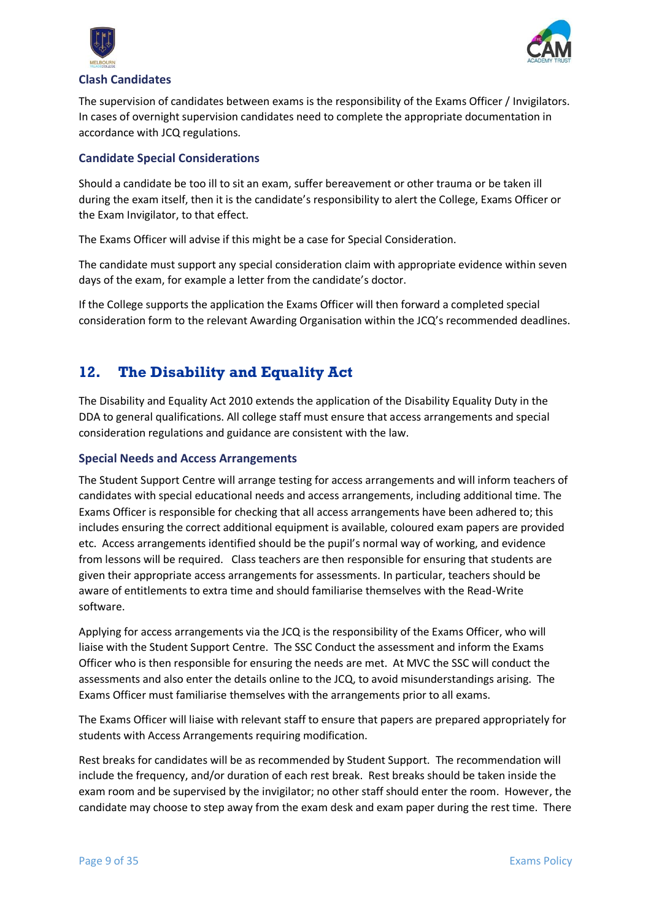### Clash Candidates

The supervision of candidates between exams is the responsibility of the Exams Officer / Invigilators. In cases of overnight supervision candidates need to complete the appropriate documentation in accordance with JCQ regulations.

### Candidate Special Considerations

Should a candidate be too ill to sit an exam, suffer bereavement or other trauma or be taken ill during the exam itself, then it is the candidate's responsibility to alert the College, Exams Officer or the Exam Invigilator, to that effect.

The Exams Officer will advise if this might be a case for Special Consideration.

The candidate must support any special consideration claim with appropriate evidence within seven days of the exam, for example a letter from the candidate's doctor.

If the College supports the application the Exams Officer will then forward a completed special consideration form to the relevant Awarding Organisation within the JCQ's recommended deadlines.

## 12. The Disability and Equality Act

The Disability and Equality Act 2010 extends the application of the Disability Equality Duty in the DDA to general qualifications. All college staff must ensure that access arrangements and special consideration regulations and guidance are consistent with the law.

### Special Needs and Access Arrangements

The Student Support Centre will arrange testing for access arrangements and will inform teachers of candidates with special educational needs and access arrangements, including additional time. The Exams Officer is responsible for checking that all access arrangements have been adhered to; this includes ensuring the correct additional equipment is available, coloured exam papers are provided etc. Access arrangements identified should be the pupil's normal way of working, and evidence from lessons will be required. Class teachers are then responsible for ensuring that students are given their appropriate access arrangements for assessments. In particular, teachers should be aware of entitlements to extra time and should familiarise themselves with the Read-Write software.

Applying for access arrangements via the JCQ is the responsibility of the Exams Officer, who will liaise with the Student Support Centre. The SSC Conduct the assessment and inform the Exams Officer who is then responsible for ensuring the needs are met. At MVC the SSC will conduct the assessments and also enter the details online to the JCQ, to avoid misunderstandings arising. The Exams Officer must familiarise themselves with the arrangements prior to all exams.

The Exams Officer will liaise with relevant staff to ensure that papers are prepared appropriately for students with Access Arrangements requiring modification.

Rest breaks for candidates will be as recommended by Student Support. The recommendation will include the frequency, and/or duration of each rest break. Rest breaks should be taken inside the exam room and be supervised by the invigilator; no other staff should enter the room. However, the candidate may choose to step away from the exam desk and exam paper during the rest time. There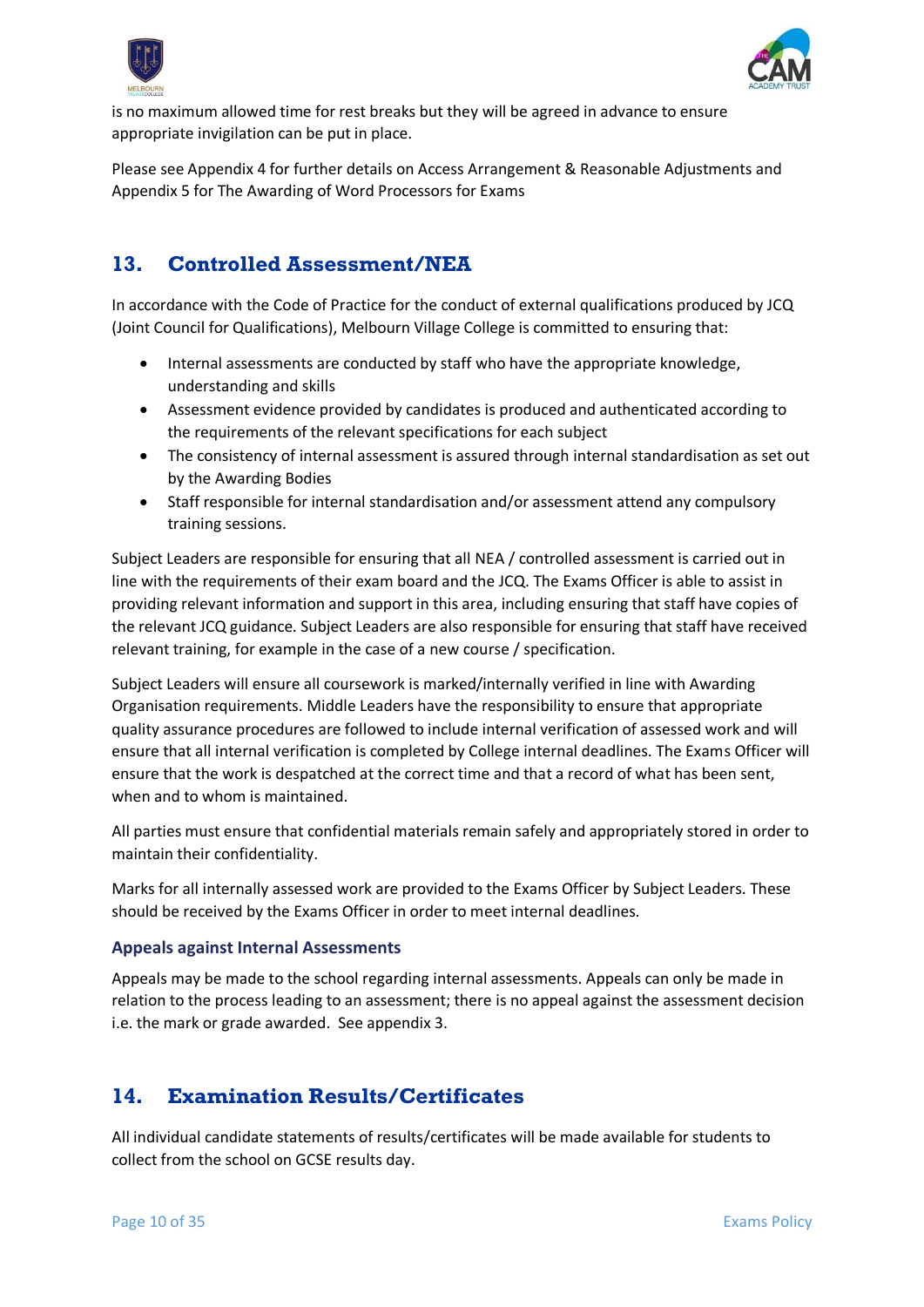is no maximum allowed time for rest breaks but they will be agreed in advance to ensure appropriate invigilation can be put in place.

Please see Appendix 4 for further details on Access Arrangement & Reasonable Adjustments and Appendix 5 for The Awarding of Word Processors for Exams

## 13. Controlled Assessment/NEA

In accordance with the Code of Practice for the conduct of external qualifications produced by JCQ (Joint Council for Qualifications), Melbourn Village College is committed to ensuring that:

- Internal assessments are conducted by staff who have the appropriate knowledge, understanding and skills
- Assessment evidence provided by candidates is produced and authenticated according to the requirements of the relevant specifications for each subject
- The consistency of internal assessment is assured through internal standardisation as set out by the Awarding Bodies
- Staff responsible for internal standardisation and/or assessment attend any compulsory training sessions.

Subject Leaders are responsible for ensuring that all NEA / controlled assessment is carried out in line with the requirements of their exam board and the JCQ. The Exams Officer is able to assist in providing relevant information and support in this area, including ensuring that staff have copies of the relevant JCQ guidance. Subject Leaders are also responsible for ensuring that staff have received relevant training, for example in the case of a new course / specification.

Subject Leaders will ensure all coursework is marked/internally verified in line with Awarding Organisation requirements. Middle Leaders have the responsibility to ensure that appropriate quality assurance procedures are followed to include internal verification of assessed work and will ensure that all internal verification is completed by College internal deadlines. The Exams Officer will ensure that the work is despatched at the correct time and that a record of what has been sent, when and to whom is maintained.

All parties must ensure that confidential materials remain safely and appropriately stored in order to maintain their confidentiality.

Marks for all internally assessed work are provided to the Exams Officer by Subject Leaders. These should be received by the Exams Officer in order to meet internal deadlines.

### Appeals against Internal Assessments

Appeals may be made to the school regarding internal assessments. Appeals can only be made in relation to the process leading to an assessment; there is no appeal against the assessment decision i.e. the mark or grade awarded. See appendix 3.

## 14. Examination Results/Certificates

All individual candidate statements of results/certificates will be made available for students to collect from the school on GCSE results day.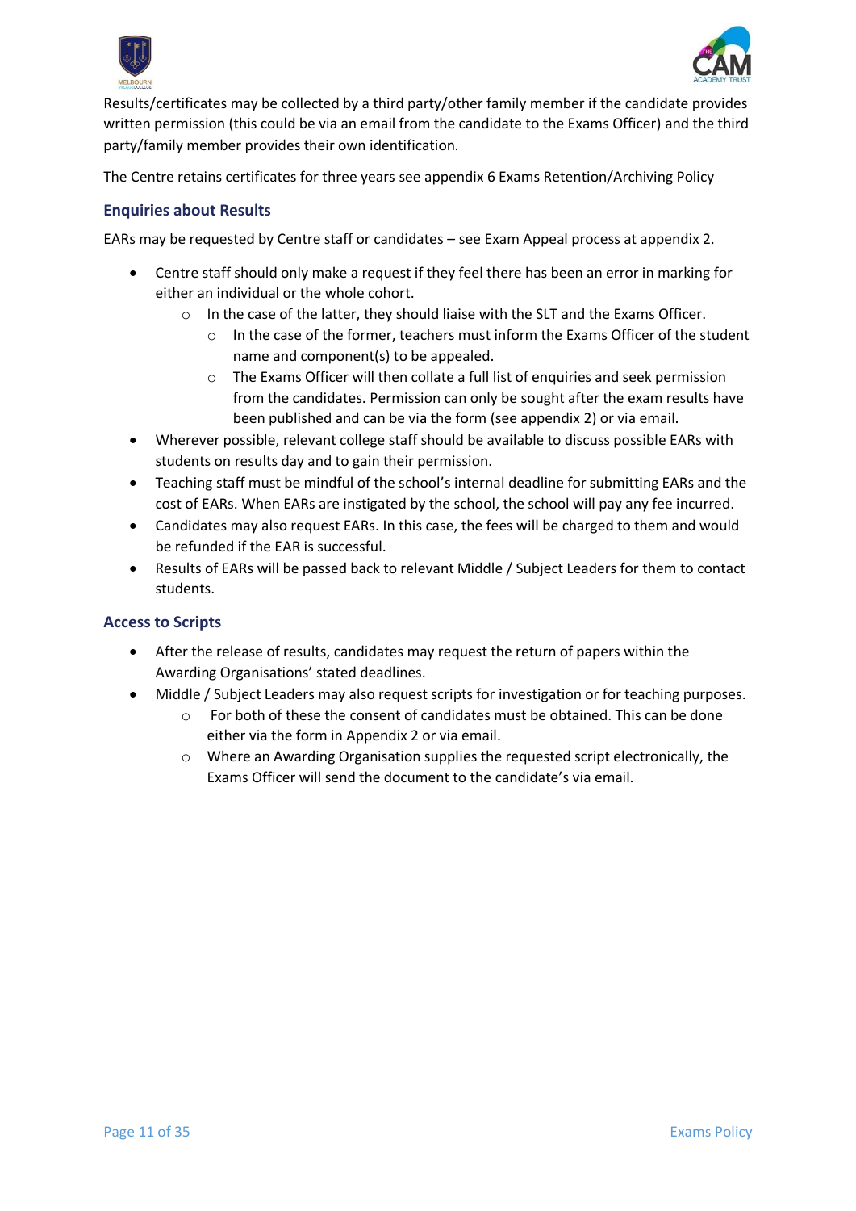Results/certificates may be collected by a third party/other family member if the candidate provides written permission (this could be via an email from the candidate to the Exams Officer) and the third party/family member provides their own identification.

The Centre retains certificates for three years see appendix 6 Exams Retention/Archiving Policy

### Enquiries about Results

EARs may be requested by Centre staff or candidates – see Exam Appeal process at appendix 2.

- Centre staff should only make a request if they feel there has been an error in marking for either an individual or the whole cohort.
  - In the case of the latter, they should liaise with the SLT and the Exams Officer.
    - In the case of the former, teachers must inform the Exams Officer of the student name and component(s) to be appealed.
    - The Exams Officer will then collate a full list of enquiries and seek permission from the candidates. Permission can only be sought after the exam results have been published and can be via the form (see appendix 2) or via email.
- Wherever possible, relevant college staff should be available to discuss possible EARs with students on results day and to gain their permission.
- Teaching staff must be mindful of the school's internal deadline for submitting EARs and the cost of EARs. When EARs are instigated by the school, the school will pay any fee incurred.
- Candidates may also request EARs. In this case, the fees will be charged to them and would be refunded if the EAR is successful.
- Results of EARs will be passed back to relevant Middle / Subject Leaders for them to contact students.

### Access to Scripts

- After the release of results, candidates may request the return of papers within the Awarding Organisations' stated deadlines.
- Middle / Subject Leaders may also request scripts for investigation or for teaching purposes.
  - For both of these the consent of candidates must be obtained. This can be done either via the form in Appendix 2 or via email.
  - Where an Awarding Organisation supplies the requested script electronically, the Exams Officer will send the document to the candidate's via email.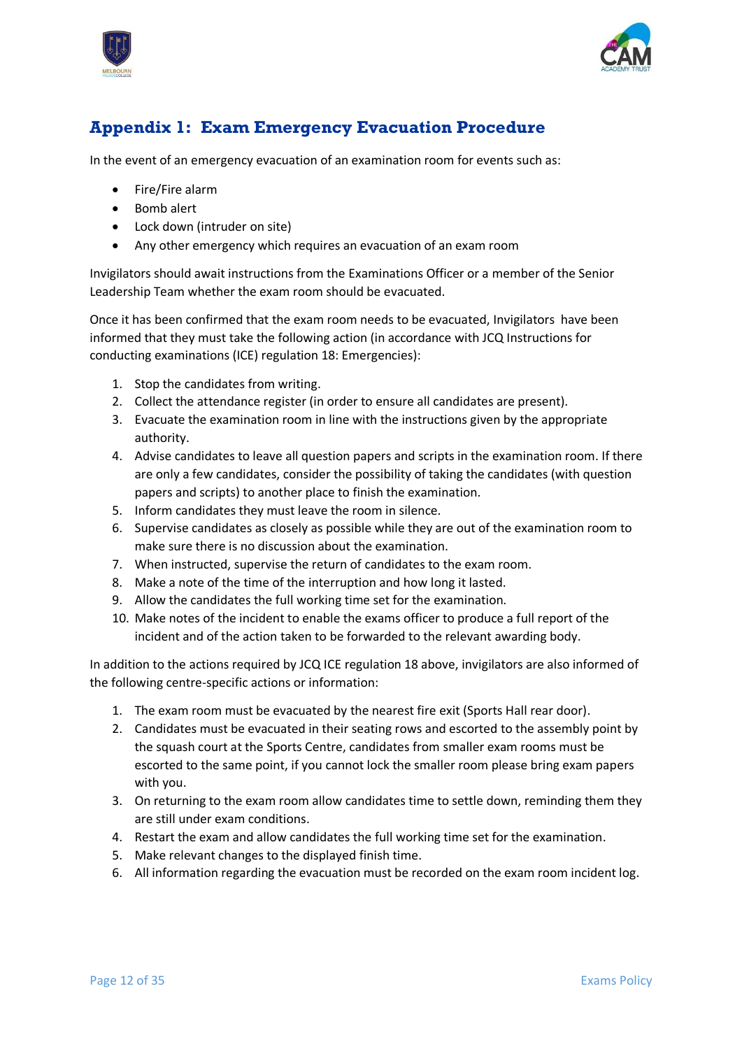## Appendix 1: Exam Emergency Evacuation Procedure

In the event of an emergency evacuation of an examination room for events such as:

- Fire/Fire alarm
- Bomb alert
- Lock down (intruder on site)
- Any other emergency which requires an evacuation of an exam room

Invigilators should await instructions from the Examinations Officer or a member of the Senior Leadership Team whether the exam room should be evacuated.

Once it has been confirmed that the exam room needs to be evacuated, Invigilators have been informed that they must take the following action (in accordance with JCQ Instructions for conducting examinations (ICE) regulation 18: Emergencies):

1. Stop the candidates from writing.
2. Collect the attendance register (in order to ensure all candidates are present).
3. Evacuate the examination room in line with the instructions given by the appropriate authority.
4. Advise candidates to leave all question papers and scripts in the examination room. If there are only a few candidates, consider the possibility of taking the candidates (with question papers and scripts) to another place to finish the examination.
5. Inform candidates they must leave the room in silence.
6. Supervise candidates as closely as possible while they are out of the examination room to make sure there is no discussion about the examination.
7. When instructed, supervise the return of candidates to the exam room.
8. Make a note of the time of the interruption and how long it lasted.
9. Allow the candidates the full working time set for the examination.
10. Make notes of the incident to enable the exams officer to produce a full report of the incident and of the action taken to be forwarded to the relevant awarding body.

In addition to the actions required by JCQ ICE regulation 18 above, invigilators are also informed of the following centre-specific actions or information:

1. The exam room must be evacuated by the nearest fire exit (Sports Hall rear door).
2. Candidates must be evacuated in their seating rows and escorted to the assembly point by the squash court at the Sports Centre, candidates from smaller exam rooms must be escorted to the same point, if you cannot lock the smaller room please bring exam papers with you.
3. On returning to the exam room allow candidates time to settle down, reminding them they are still under exam conditions.
4. Restart the exam and allow candidates the full working time set for the examination.
5. Make relevant changes to the displayed finish time.
6. All information regarding the evacuation must be recorded on the exam room incident log.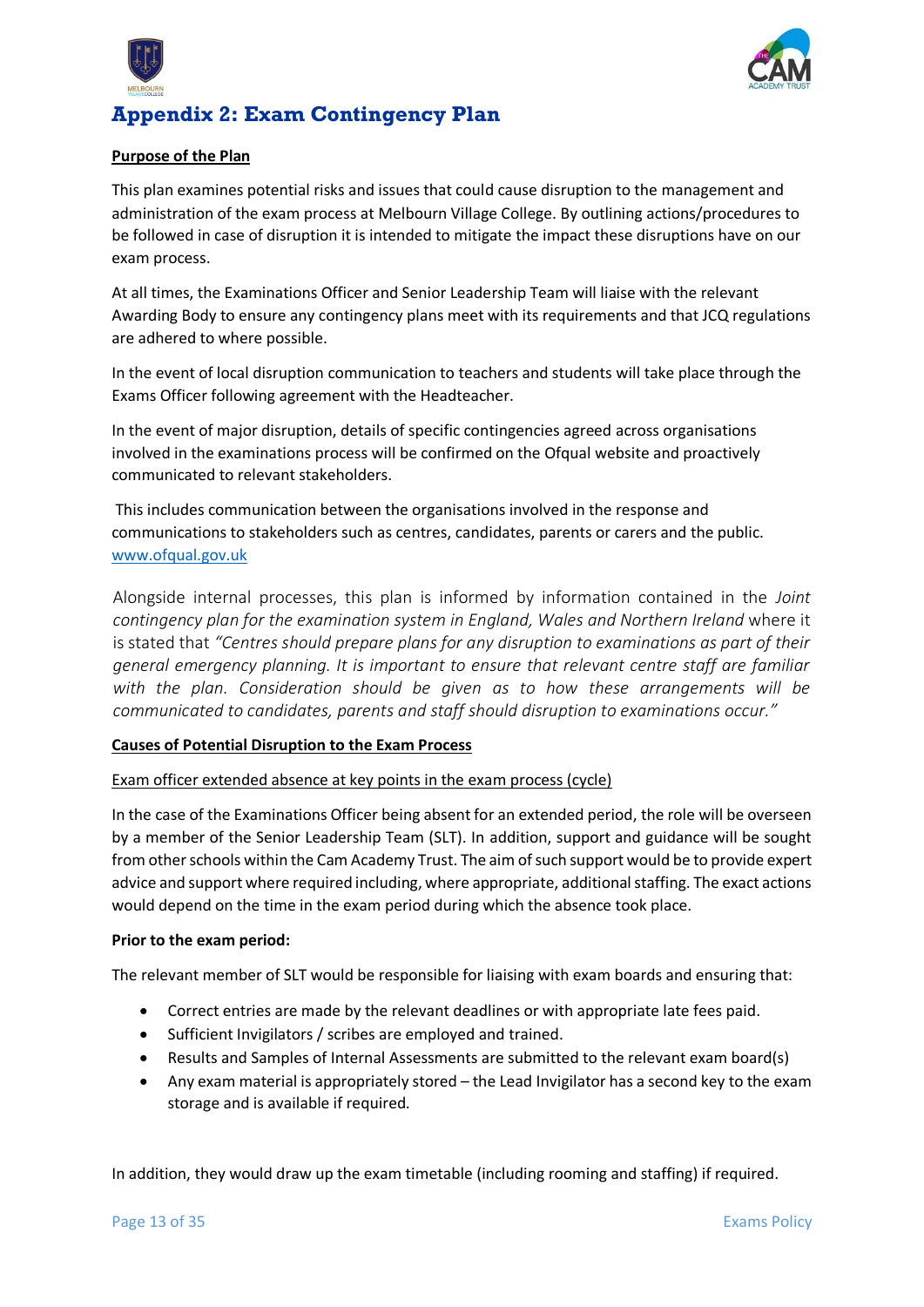# Appendix 2: Exam Contingency Plan

**Purpose of the Plan**

This plan examines potential risks and issues that could cause disruption to the management and administration of the exam process at Melbourn Village College. By outlining actions/procedures to be followed in case of disruption it is intended to mitigate the impact these disruptions have on our exam process.

At all times, the Examinations Officer and Senior Leadership Team will liaise with the relevant Awarding Body to ensure any contingency plans meet with its requirements and that JCQ regulations are adhered to where possible.

In the event of local disruption communication to teachers and students will take place through the Exams Officer following agreement with the Headteacher.

In the event of major disruption, details of specific contingencies agreed across organisations involved in the examinations process will be confirmed on the Ofqual website and proactively communicated to relevant stakeholders.

This includes communication between the organisations involved in the response and communications to stakeholders such as centres, candidates, parents or carers and the public. www.ofqual.gov.uk

Alongside internal processes, this plan is informed by information contained in the *Joint contingency plan for the examination system in England, Wales and Northern Ireland* where it is stated that *"Centres should prepare plans for any disruption to examinations as part of their general emergency planning. It is important to ensure that relevant centre staff are familiar with the plan. Consideration should be given as to how these arrangements will be communicated to candidates, parents and staff should disruption to examinations occur."*

**Causes of Potential Disruption to the Exam Process**

Exam officer extended absence at key points in the exam process (cycle)

In the case of the Examinations Officer being absent for an extended period, the role will be overseen by a member of the Senior Leadership Team (SLT). In addition, support and guidance will be sought from other schools within the Cam Academy Trust. The aim of such support would be to provide expert advice and support where required including, where appropriate, additional staffing. The exact actions would depend on the time in the exam period during which the absence took place.

**Prior to the exam period:**

The relevant member of SLT would be responsible for liaising with exam boards and ensuring that:

- Correct entries are made by the relevant deadlines or with appropriate late fees paid.
- Sufficient Invigilators / scribes are employed and trained.
- Results and Samples of Internal Assessments are submitted to the relevant exam board(s)
- Any exam material is appropriately stored – the Lead Invigilator has a second key to the exam storage and is available if required.

In addition, they would draw up the exam timetable (including rooming and staffing) if required.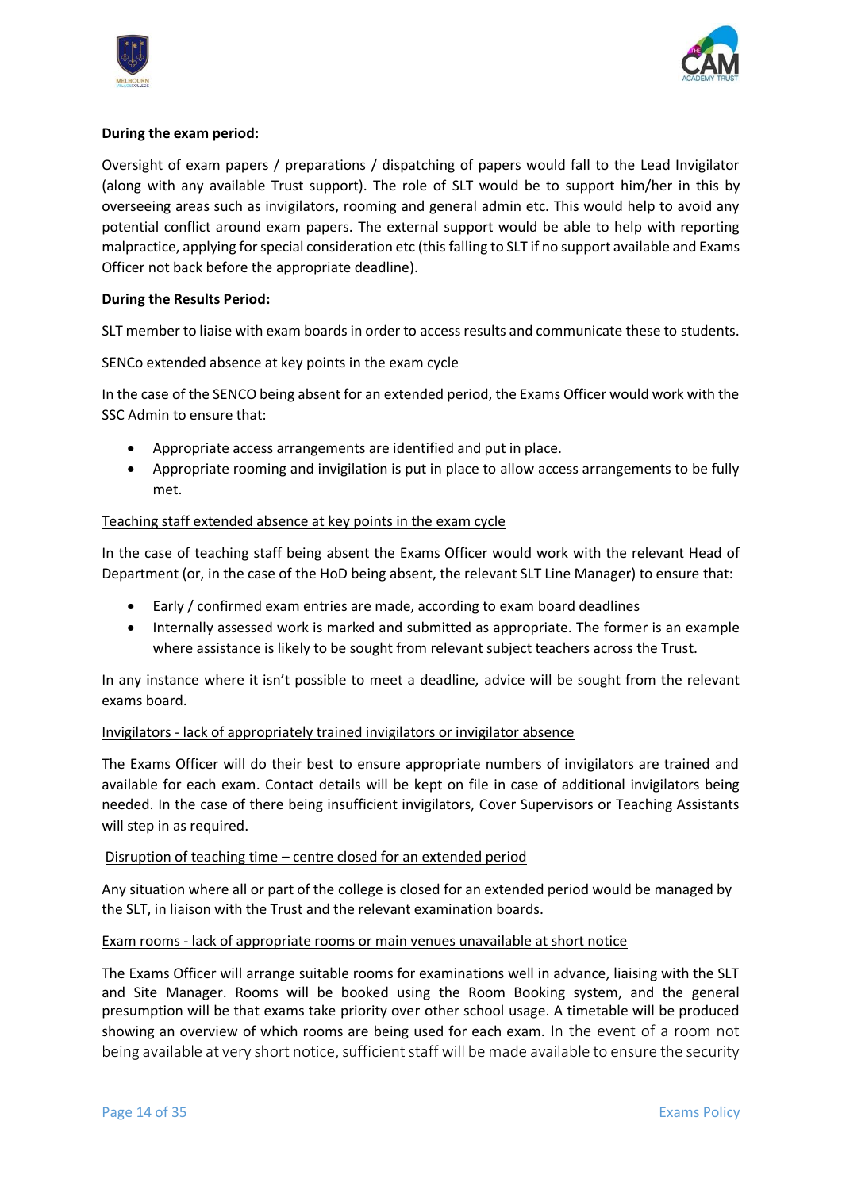**During the exam period:**

Oversight of exam papers / preparations / dispatching of papers would fall to the Lead Invigilator (along with any available Trust support). The role of SLT would be to support him/her in this by overseeing areas such as invigilators, rooming and general admin etc. This would help to avoid any potential conflict around exam papers. The external support would be able to help with reporting malpractice, applying for special consideration etc (this falling to SLT if no support available and Exams Officer not back before the appropriate deadline).

**During the Results Period:**

SLT member to liaise with exam boards in order to access results and communicate these to students.

<u>SENCo extended absence at key points in the exam cycle</u>

In the case of the SENCO being absent for an extended period, the Exams Officer would work with the SSC Admin to ensure that:

- Appropriate access arrangements are identified and put in place.
- Appropriate rooming and invigilation is put in place to allow access arrangements to be fully met.

<u>Teaching staff extended absence at key points in the exam cycle</u>

In the case of teaching staff being absent the Exams Officer would work with the relevant Head of Department (or, in the case of the HoD being absent, the relevant SLT Line Manager) to ensure that:

- Early / confirmed exam entries are made, according to exam board deadlines
- Internally assessed work is marked and submitted as appropriate. The former is an example where assistance is likely to be sought from relevant subject teachers across the Trust.

In any instance where it isn't possible to meet a deadline, advice will be sought from the relevant exams board.

<u>Invigilators - lack of appropriately trained invigilators or invigilator absence</u>

The Exams Officer will do their best to ensure appropriate numbers of invigilators are trained and available for each exam. Contact details will be kept on file in case of additional invigilators being needed. In the case of there being insufficient invigilators, Cover Supervisors or Teaching Assistants will step in as required.

<u>Disruption of teaching time – centre closed for an extended period</u>

Any situation where all or part of the college is closed for an extended period would be managed by the SLT, in liaison with the Trust and the relevant examination boards.

<u>Exam rooms - lack of appropriate rooms or main venues unavailable at short notice</u>

The Exams Officer will arrange suitable rooms for examinations well in advance, liaising with the SLT and Site Manager. Rooms will be booked using the Room Booking system, and the general presumption will be that exams take priority over other school usage. A timetable will be produced showing an overview of which rooms are being used for each exam. In the event of a room not being available at very short notice, sufficient staff will be made available to ensure the security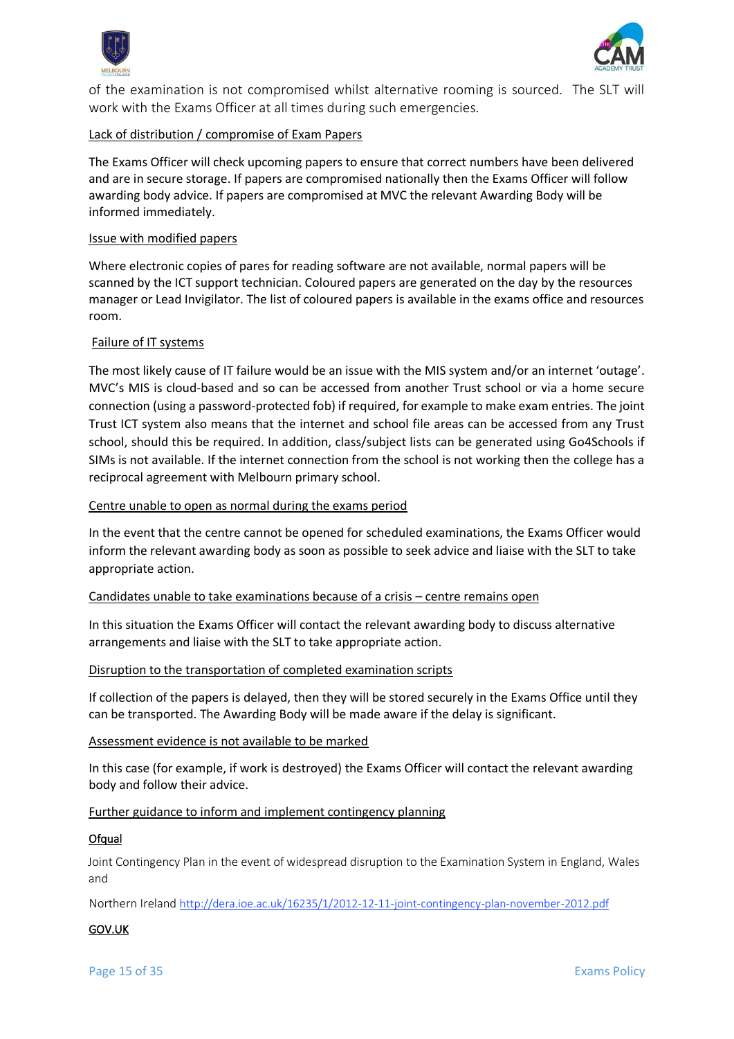of the examination is not compromised whilst alternative rooming is sourced. The SLT will work with the Exams Officer at all times during such emergencies.

<u>Lack of distribution / compromise of Exam Papers</u>

The Exams Officer will check upcoming papers to ensure that correct numbers have been delivered and are in secure storage. If papers are compromised nationally then the Exams Officer will follow awarding body advice. If papers are compromised at MVC the relevant Awarding Body will be informed immediately.

<u>Issue with modified papers</u>

Where electronic copies of pares for reading software are not available, normal papers will be scanned by the ICT support technician. Coloured papers are generated on the day by the resources manager or Lead Invigilator. The list of coloured papers is available in the exams office and resources room.

<u>Failure of IT systems</u>

The most likely cause of IT failure would be an issue with the MIS system and/or an internet 'outage'. MVC's MIS is cloud-based and so can be accessed from another Trust school or via a home secure connection (using a password-protected fob) if required, for example to make exam entries. The joint Trust ICT system also means that the internet and school file areas can be accessed from any Trust school, should this be required. In addition, class/subject lists can be generated using Go4Schools if SIMs is not available. If the internet connection from the school is not working then the college has a reciprocal agreement with Melbourn primary school.

<u>Centre unable to open as normal during the exams period</u>

In the event that the centre cannot be opened for scheduled examinations, the Exams Officer would inform the relevant awarding body as soon as possible to seek advice and liaise with the SLT to take appropriate action.

<u>Candidates unable to take examinations because of a crisis – centre remains open</u>

In this situation the Exams Officer will contact the relevant awarding body to discuss alternative arrangements and liaise with the SLT to take appropriate action.

<u>Disruption to the transportation of completed examination scripts</u>

If collection of the papers is delayed, then they will be stored securely in the Exams Office until they can be transported. The Awarding Body will be made aware if the delay is significant.

<u>Assessment evidence is not available to be marked</u>

In this case (for example, if work is destroyed) the Exams Officer will contact the relevant awarding body and follow their advice.

<u>Further guidance to inform and implement contingency planning</u>

<u>Ofqual</u>

Joint Contingency Plan in the event of widespread disruption to the Examination System in England, Wales and

Northern Ireland http://dera.ioe.ac.uk/16235/1/2012-12-11-joint-contingency-plan-november-2012.pdf

<u>GOV.UK</u>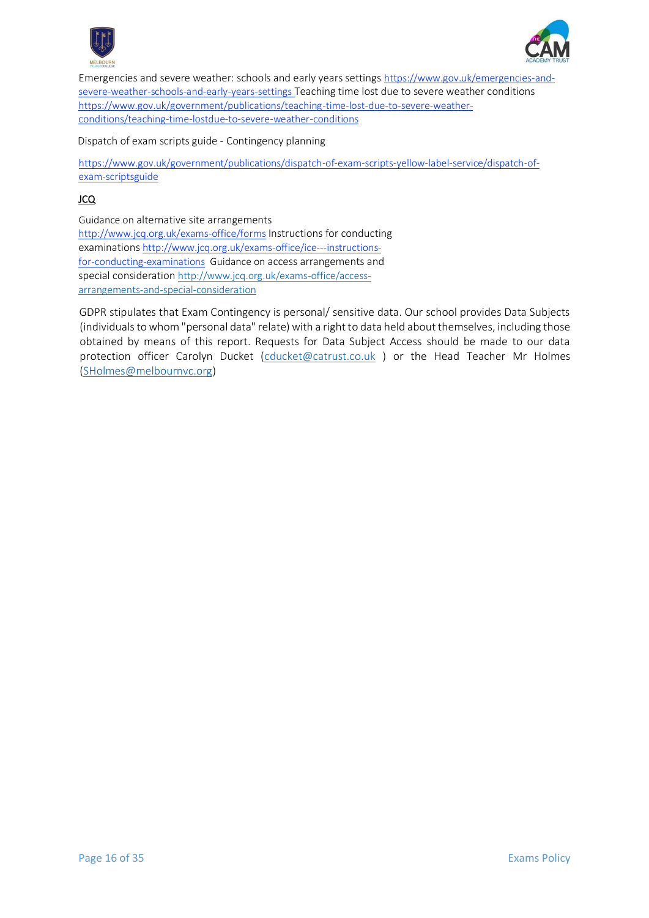Emergencies and severe weather: schools and early years settings https://www.gov.uk/emergencies-and-severe-weather-schools-and-early-years-settings Teaching time lost due to severe weather conditions https://www.gov.uk/government/publications/teaching-time-lost-due-to-severe-weather-conditions/teaching-time-lostdue-to-severe-weather-conditions

Dispatch of exam scripts guide - Contingency planning

https://www.gov.uk/government/publications/dispatch-of-exam-scripts-yellow-label-service/dispatch-of-exam-scriptsguide

JCQ

Guidance on alternative site arrangements http://www.jcq.org.uk/exams-office/forms Instructions for conducting examinations http://www.jcq.org.uk/exams-office/ice---instructions-for-conducting-examinations Guidance on access arrangements and special consideration http://www.jcq.org.uk/exams-office/access-arrangements-and-special-consideration

GDPR stipulates that Exam Contingency is personal/ sensitive data. Our school provides Data Subjects (individuals to whom "personal data" relate) with a right to data held about themselves, including those obtained by means of this report. Requests for Data Subject Access should be made to our data protection officer Carolyn Ducket (cducket@catrust.co.uk ) or the Head Teacher Mr Holmes (SHolmes@melbournvc.org)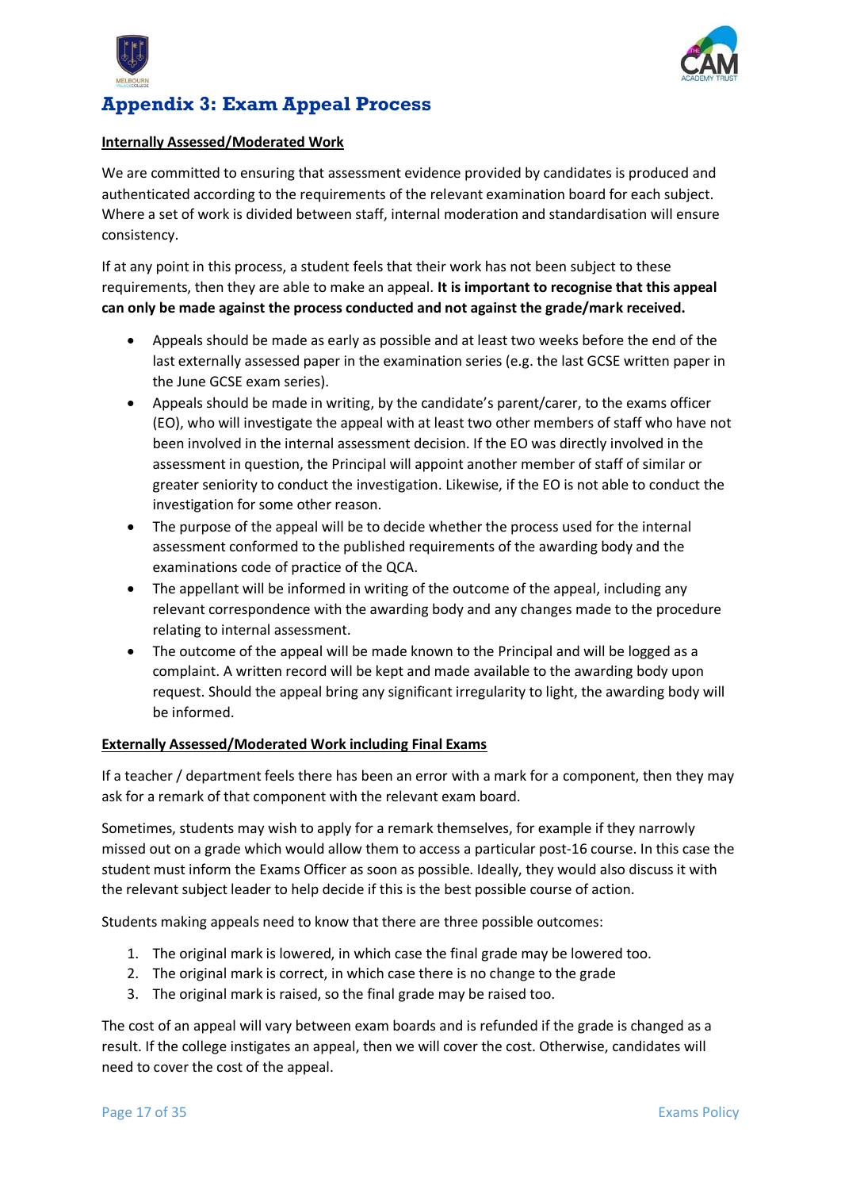# Appendix 3: Exam Appeal Process

**Internally Assessed/Moderated Work**

We are committed to ensuring that assessment evidence provided by candidates is produced and authenticated according to the requirements of the relevant examination board for each subject. Where a set of work is divided between staff, internal moderation and standardisation will ensure consistency.

If at any point in this process, a student feels that their work has not been subject to these requirements, then they are able to make an appeal. **It is important to recognise that this appeal can only be made against the process conducted and not against the grade/mark received.**

- Appeals should be made as early as possible and at least two weeks before the end of the last externally assessed paper in the examination series (e.g. the last GCSE written paper in the June GCSE exam series).
- Appeals should be made in writing, by the candidate's parent/carer, to the exams officer (EO), who will investigate the appeal with at least two other members of staff who have not been involved in the internal assessment decision. If the EO was directly involved in the assessment in question, the Principal will appoint another member of staff of similar or greater seniority to conduct the investigation. Likewise, if the EO is not able to conduct the investigation for some other reason.
- The purpose of the appeal will be to decide whether the process used for the internal assessment conformed to the published requirements of the awarding body and the examinations code of practice of the QCA.
- The appellant will be informed in writing of the outcome of the appeal, including any relevant correspondence with the awarding body and any changes made to the procedure relating to internal assessment.
- The outcome of the appeal will be made known to the Principal and will be logged as a complaint. A written record will be kept and made available to the awarding body upon request. Should the appeal bring any significant irregularity to light, the awarding body will be informed.

**Externally Assessed/Moderated Work including Final Exams**

If a teacher / department feels there has been an error with a mark for a component, then they may ask for a remark of that component with the relevant exam board.

Sometimes, students may wish to apply for a remark themselves, for example if they narrowly missed out on a grade which would allow them to access a particular post-16 course. In this case the student must inform the Exams Officer as soon as possible. Ideally, they would also discuss it with the relevant subject leader to help decide if this is the best possible course of action.

Students making appeals need to know that there are three possible outcomes:

1. The original mark is lowered, in which case the final grade may be lowered too.
2. The original mark is correct, in which case there is no change to the grade
3. The original mark is raised, so the final grade may be raised too.

The cost of an appeal will vary between exam boards and is refunded if the grade is changed as a result. If the college instigates an appeal, then we will cover the cost. Otherwise, candidates will need to cover the cost of the appeal.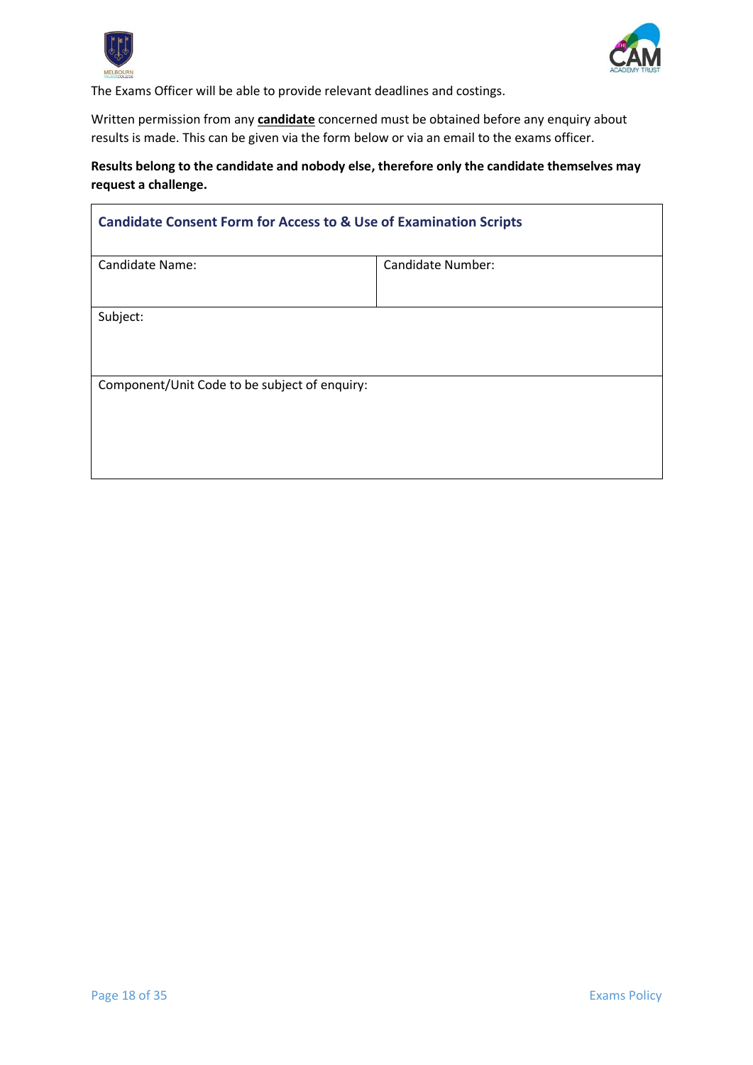The Exams Officer will be able to provide relevant deadlines and costings.

Written permission from any **candidate** concerned must be obtained before any enquiry about results is made. This can be given via the form below or via an email to the exams officer.

**Results belong to the candidate and nobody else, therefore only the candidate themselves may request a challenge.**

| **Candidate Consent Form for Access to & Use of Examination Scripts** | |
|---|---|
| Candidate Name: | Candidate Number: |
| Subject: | |
| Component/Unit Code to be subject of enquiry: | |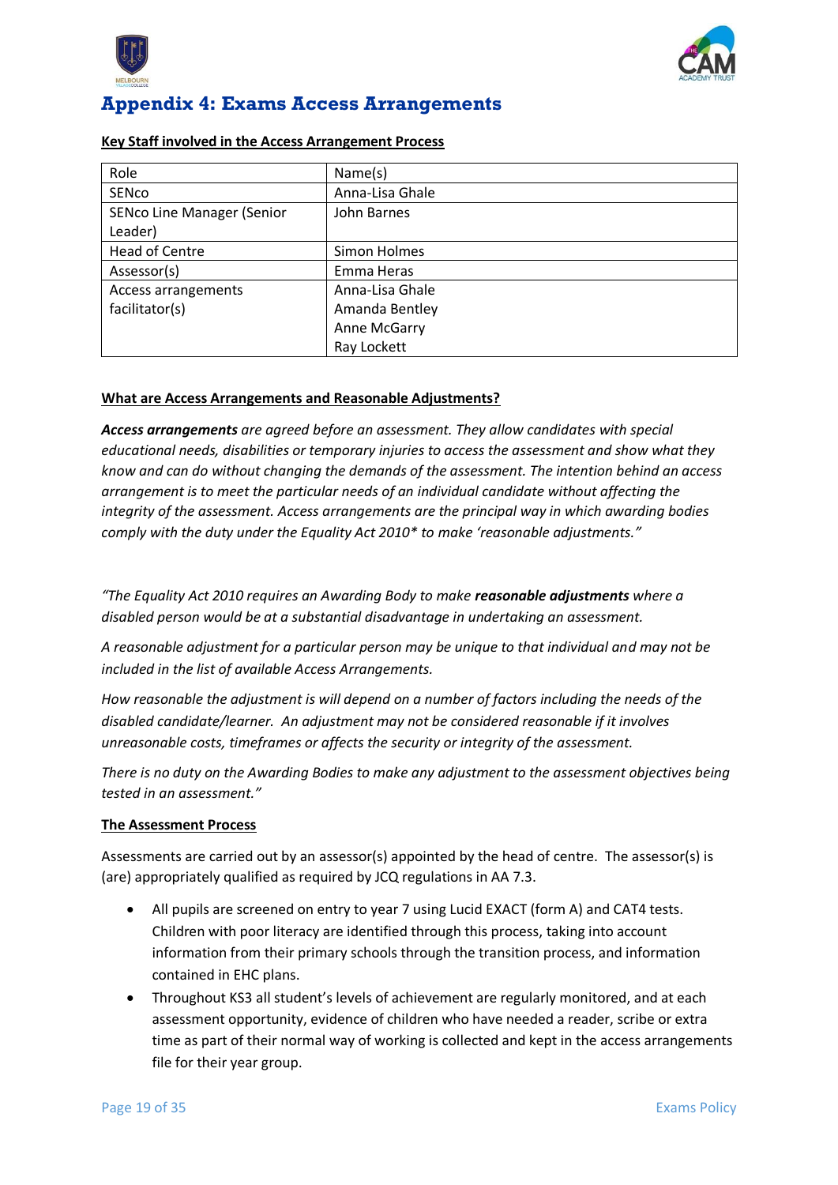# Appendix 4: Exams Access Arrangements

**Key Staff involved in the Access Arrangement Process**

| Role | Name(s) |
|---|---|
| SENco | Anna-Lisa Ghale |
| SENco Line Manager (Senior Leader) | John Barnes |
| Head of Centre | Simon Holmes |
| Assessor(s) | Emma Heras |
| Access arrangements facilitator(s) | Anna-Lisa Ghale<br>Amanda Bentley<br>Anne McGarry<br>Ray Lockett |

**What are Access Arrangements and Reasonable Adjustments?**

***Access arrangements*** *are agreed before an assessment. They allow candidates with special educational needs, disabilities or temporary injuries to access the assessment and show what they know and can do without changing the demands of the assessment. The intention behind an access arrangement is to meet the particular needs of an individual candidate without affecting the integrity of the assessment. Access arrangements are the principal way in which awarding bodies comply with the duty under the Equality Act 2010* to make 'reasonable adjustments."*

*"The Equality Act 2010 requires an Awarding Body to make* ***reasonable adjustments*** *where a disabled person would be at a substantial disadvantage in undertaking an assessment.*

*A reasonable adjustment for a particular person may be unique to that individual and may not be included in the list of available Access Arrangements.*

*How reasonable the adjustment is will depend on a number of factors including the needs of the disabled candidate/learner. An adjustment may not be considered reasonable if it involves unreasonable costs, timeframes or affects the security or integrity of the assessment.*

*There is no duty on the Awarding Bodies to make any adjustment to the assessment objectives being tested in an assessment."*

**The Assessment Process**

Assessments are carried out by an assessor(s) appointed by the head of centre. The assessor(s) is (are) appropriately qualified as required by JCQ regulations in AA 7.3.

- All pupils are screened on entry to year 7 using Lucid EXACT (form A) and CAT4 tests. Children with poor literacy are identified through this process, taking into account information from their primary schools through the transition process, and information contained in EHC plans.
- Throughout KS3 all student's levels of achievement are regularly monitored, and at each assessment opportunity, evidence of children who have needed a reader, scribe or extra time as part of their normal way of working is collected and kept in the access arrangements file for their year group.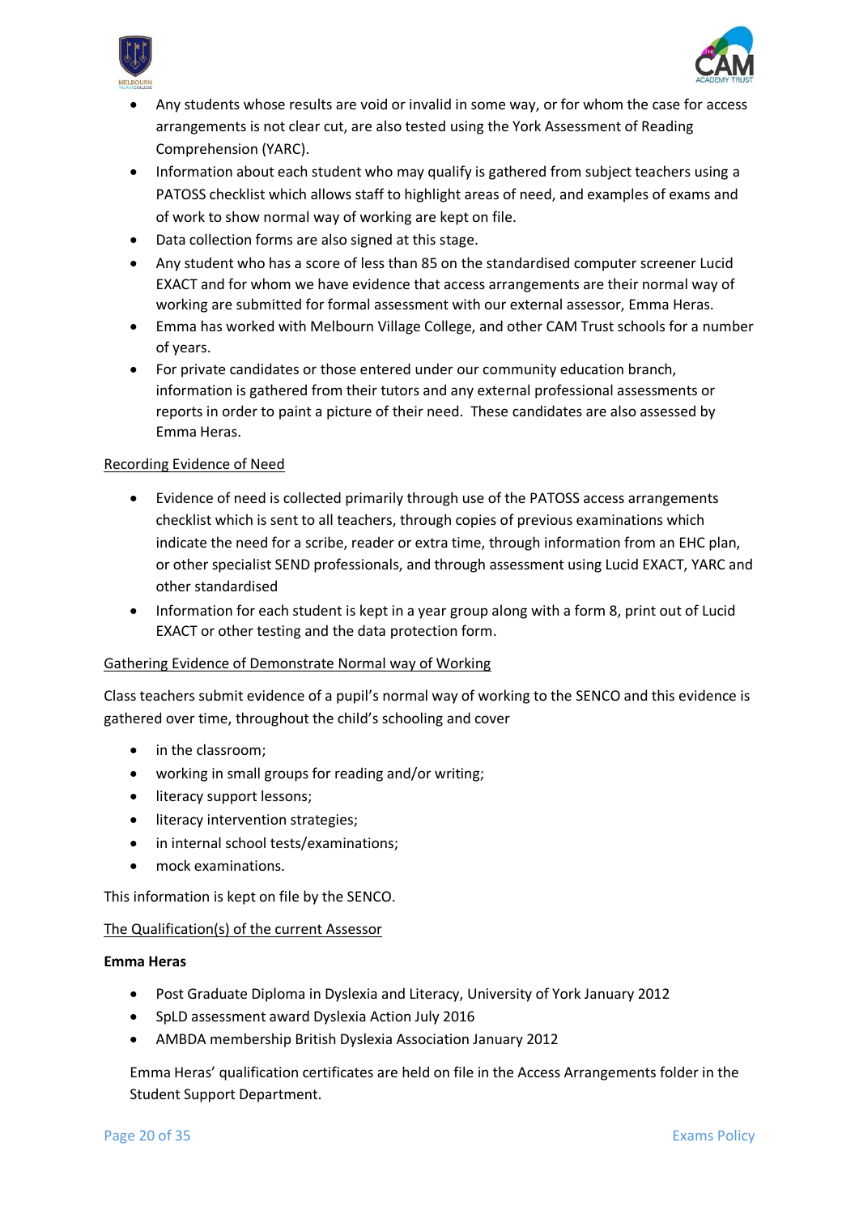- Any students whose results are void or invalid in some way, or for whom the case for access arrangements is not clear cut, are also tested using the York Assessment of Reading Comprehension (YARC).
- Information about each student who may qualify is gathered from subject teachers using a PATOSS checklist which allows staff to highlight areas of need, and examples of exams and of work to show normal way of working are kept on file.
- Data collection forms are also signed at this stage.
- Any student who has a score of less than 85 on the standardised computer screener Lucid EXACT and for whom we have evidence that access arrangements are their normal way of working are submitted for formal assessment with our external assessor, Emma Heras.
- Emma has worked with Melbourn Village College, and other CAM Trust schools for a number of years.
- For private candidates or those entered under our community education branch, information is gathered from their tutors and any external professional assessments or reports in order to paint a picture of their need. These candidates are also assessed by Emma Heras.

<u>Recording Evidence of Need</u>

- Evidence of need is collected primarily through use of the PATOSS access arrangements checklist which is sent to all teachers, through copies of previous examinations which indicate the need for a scribe, reader or extra time, through information from an EHC plan, or other specialist SEND professionals, and through assessment using Lucid EXACT, YARC and other standardised
- Information for each student is kept in a year group along with a form 8, print out of Lucid EXACT or other testing and the data protection form.

<u>Gathering Evidence of Demonstrate Normal way of Working</u>

Class teachers submit evidence of a pupil's normal way of working to the SENCO and this evidence is gathered over time, throughout the child's schooling and cover

- in the classroom;
- working in small groups for reading and/or writing;
- literacy support lessons;
- literacy intervention strategies;
- in internal school tests/examinations;
- mock examinations.

This information is kept on file by the SENCO.

<u>The Qualification(s) of the current Assessor</u>

**Emma Heras**

- Post Graduate Diploma in Dyslexia and Literacy, University of York January 2012
- SpLD assessment award Dyslexia Action July 2016
- AMBDA membership British Dyslexia Association January 2012

Emma Heras' qualification certificates are held on file in the Access Arrangements folder in the Student Support Department.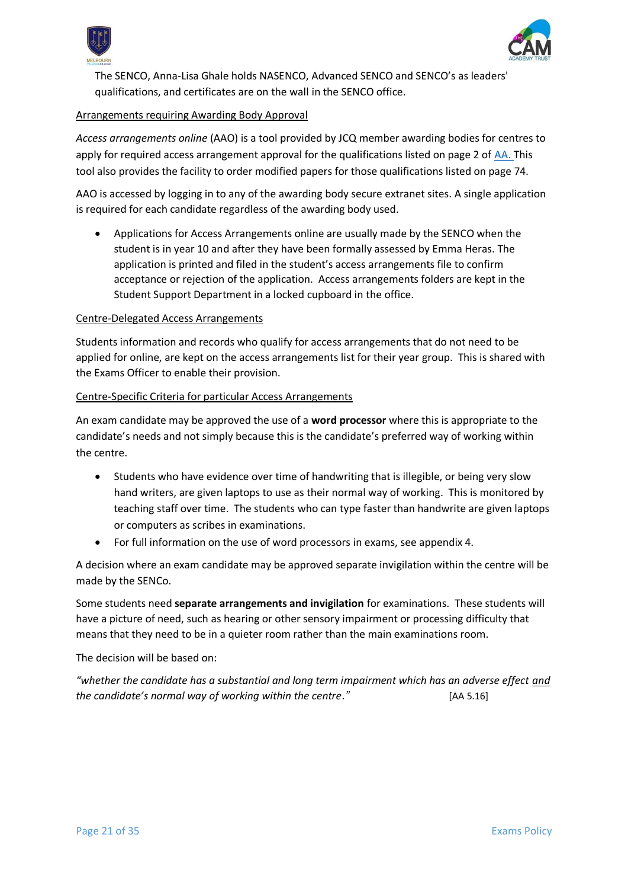The SENCO, Anna-Lisa Ghale holds NASENCO, Advanced SENCO and SENCO's as leaders' qualifications, and certificates are on the wall in the SENCO office.

Arrangements requiring Awarding Body Approval

*Access arrangements online* (AAO) is a tool provided by JCQ member awarding bodies for centres to apply for required access arrangement approval for the qualifications listed on page 2 of AA. This tool also provides the facility to order modified papers for those qualifications listed on page 74.

AAO is accessed by logging in to any of the awarding body secure extranet sites. A single application is required for each candidate regardless of the awarding body used.

- Applications for Access Arrangements online are usually made by the SENCO when the student is in year 10 and after they have been formally assessed by Emma Heras. The application is printed and filed in the student's access arrangements file to confirm acceptance or rejection of the application. Access arrangements folders are kept in the Student Support Department in a locked cupboard in the office.

Centre-Delegated Access Arrangements

Students information and records who qualify for access arrangements that do not need to be applied for online, are kept on the access arrangements list for their year group. This is shared with the Exams Officer to enable their provision.

Centre-Specific Criteria for particular Access Arrangements

An exam candidate may be approved the use of a **word processor** where this is appropriate to the candidate's needs and not simply because this is the candidate's preferred way of working within the centre.

- Students who have evidence over time of handwriting that is illegible, or being very slow hand writers, are given laptops to use as their normal way of working. This is monitored by teaching staff over time. The students who can type faster than handwrite are given laptops or computers as scribes in examinations.
- For full information on the use of word processors in exams, see appendix 4.

A decision where an exam candidate may be approved separate invigilation within the centre will be made by the SENCo.

Some students need **separate arrangements and invigilation** for examinations. These students will have a picture of need, such as hearing or other sensory impairment or processing difficulty that means that they need to be in a quieter room rather than the main examinations room.

The decision will be based on:

*"whether the candidate has a substantial and long term impairment which has an adverse effect and the candidate's normal way of working within the centre."* [AA 5.16]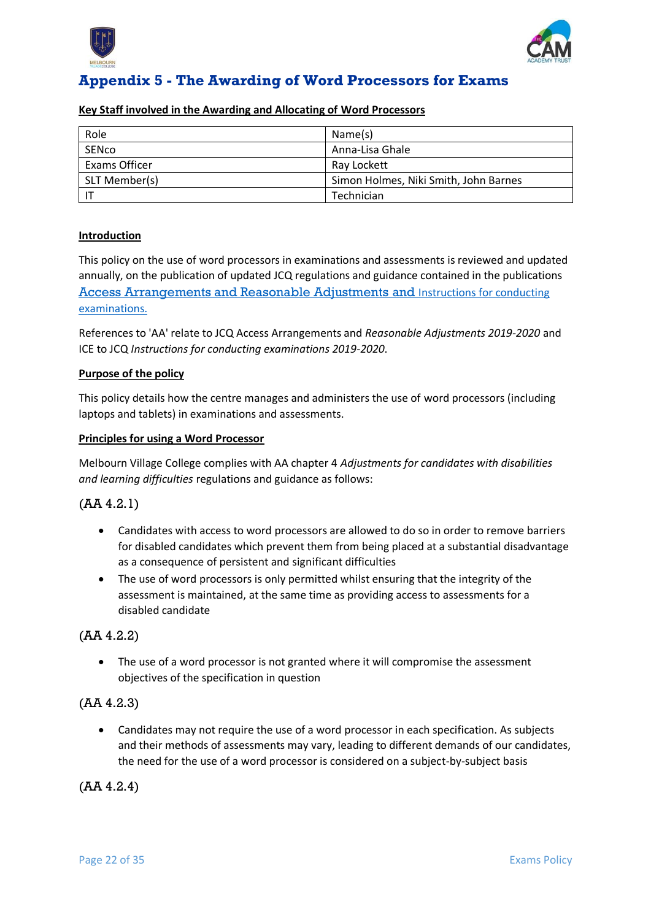# Appendix 5 - The Awarding of Word Processors for Exams

**Key Staff involved in the Awarding and Allocating of Word Processors**

| Role | Name(s) |
|---|---|
| SENco | Anna-Lisa Ghale |
| Exams Officer | Ray Lockett |
| SLT Member(s) | Simon Holmes, Niki Smith, John Barnes |
| IT | Technician |

**Introduction**

This policy on the use of word processors in examinations and assessments is reviewed and updated annually, on the publication of updated JCQ regulations and guidance contained in the publications Access Arrangements and Reasonable Adjustments and Instructions for conducting examinations.

References to 'AA' relate to JCQ Access Arrangements and *Reasonable Adjustments 2019-2020* and ICE to JCQ *Instructions for conducting examinations 2019-2020.*

**Purpose of the policy**

This policy details how the centre manages and administers the use of word processors (including laptops and tablets) in examinations and assessments.

**Principles for using a Word Processor**

Melbourn Village College complies with AA chapter 4 *Adjustments for candidates with disabilities and learning difficulties* regulations and guidance as follows:

(AA 4.2.1)

- Candidates with access to word processors are allowed to do so in order to remove barriers for disabled candidates which prevent them from being placed at a substantial disadvantage as a consequence of persistent and significant difficulties
- The use of word processors is only permitted whilst ensuring that the integrity of the assessment is maintained, at the same time as providing access to assessments for a disabled candidate

(AA 4.2.2)

- The use of a word processor is not granted where it will compromise the assessment objectives of the specification in question

(AA 4.2.3)

- Candidates may not require the use of a word processor in each specification. As subjects and their methods of assessments may vary, leading to different demands of our candidates, the need for the use of a word processor is considered on a subject-by-subject basis

(AA 4.2.4)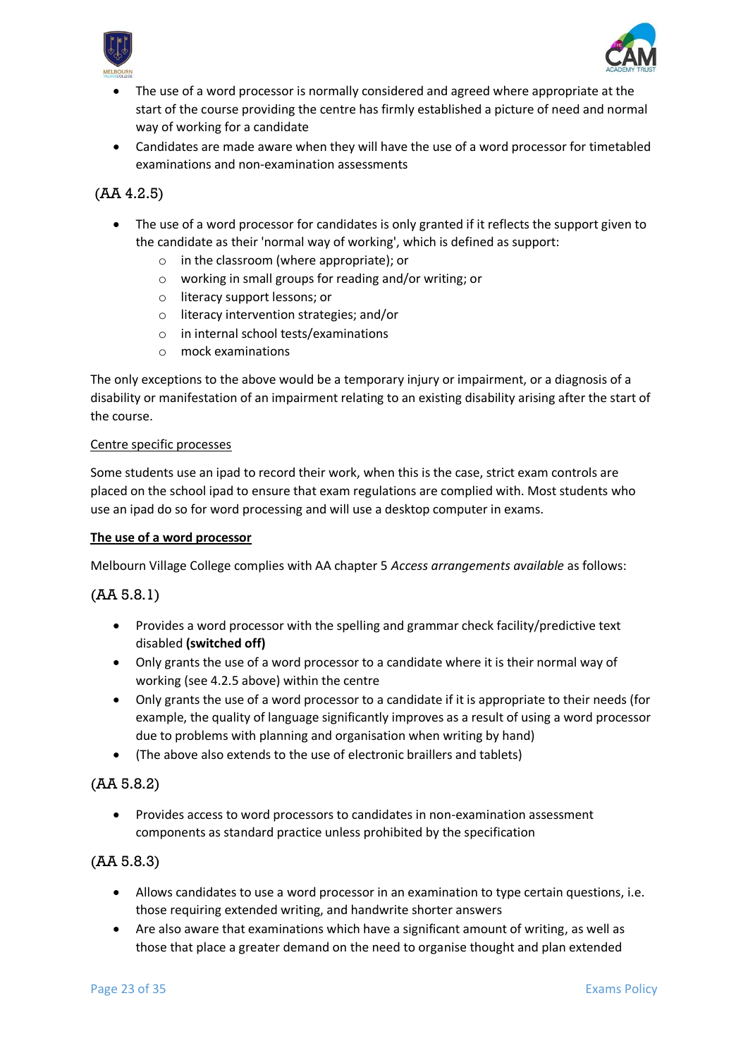- The use of a word processor is normally considered and agreed where appropriate at the start of the course providing the centre has firmly established a picture of need and normal way of working for a candidate
- Candidates are made aware when they will have the use of a word processor for timetabled examinations and non-examination assessments

(AA 4.2.5)

- The use of a word processor for candidates is only granted if it reflects the support given to the candidate as their 'normal way of working', which is defined as support:
  - in the classroom (where appropriate); or
  - working in small groups for reading and/or writing; or
  - literacy support lessons; or
  - literacy intervention strategies; and/or
  - in internal school tests/examinations
  - mock examinations

The only exceptions to the above would be a temporary injury or impairment, or a diagnosis of a disability or manifestation of an impairment relating to an existing disability arising after the start of the course.

<u>Centre specific processes</u>

Some students use an ipad to record their work, when this is the case, strict exam controls are placed on the school ipad to ensure that exam regulations are complied with. Most students who use an ipad do so for word processing and will use a desktop computer in exams.

**<u>The use of a word processor</u>**

Melbourn Village College complies with AA chapter 5 *Access arrangements available* as follows:

(AA 5.8.1)

- Provides a word processor with the spelling and grammar check facility/predictive text disabled **(switched off)**
- Only grants the use of a word processor to a candidate where it is their normal way of working (see 4.2.5 above) within the centre
- Only grants the use of a word processor to a candidate if it is appropriate to their needs (for example, the quality of language significantly improves as a result of using a word processor due to problems with planning and organisation when writing by hand)
- (The above also extends to the use of electronic braillers and tablets)

(AA 5.8.2)

- Provides access to word processors to candidates in non-examination assessment components as standard practice unless prohibited by the specification

(AA 5.8.3)

- Allows candidates to use a word processor in an examination to type certain questions, i.e. those requiring extended writing, and handwrite shorter answers
- Are also aware that examinations which have a significant amount of writing, as well as those that place a greater demand on the need to organise thought and plan extended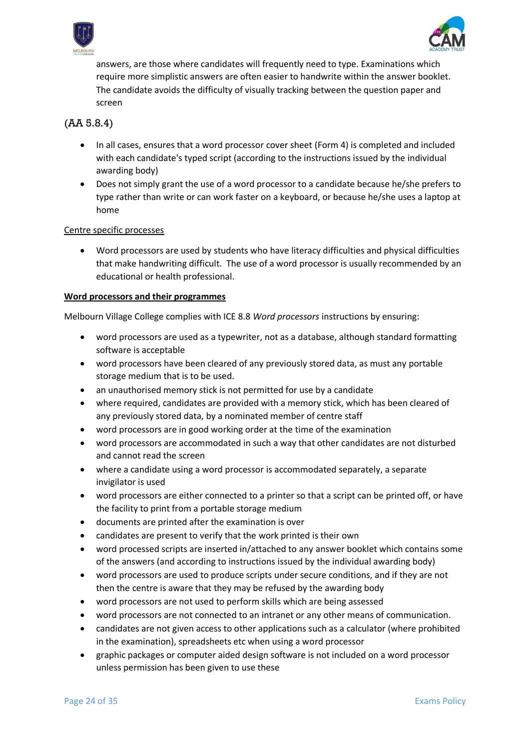answers, are those where candidates will frequently need to type. Examinations which require more simplistic answers are often easier to handwrite within the answer booklet. The candidate avoids the difficulty of visually tracking between the question paper and screen

(AA 5.8.4)

- In all cases, ensures that a word processor cover sheet (Form 4) is completed and included with each candidate's typed script (according to the instructions issued by the individual awarding body)
- Does not simply grant the use of a word processor to a candidate because he/she prefers to type rather than write or can work faster on a keyboard, or because he/she uses a laptop at home

Centre specific processes

- Word processors are used by students who have literacy difficulties and physical difficulties that make handwriting difficult. The use of a word processor is usually recommended by an educational or health professional.

**Word processors and their programmes**

Melbourn Village College complies with ICE 8.8 *Word processors* instructions by ensuring:

- word processors are used as a typewriter, not as a database, although standard formatting software is acceptable
- word processors have been cleared of any previously stored data, as must any portable storage medium that is to be used.
- an unauthorised memory stick is not permitted for use by a candidate
- where required, candidates are provided with a memory stick, which has been cleared of any previously stored data, by a nominated member of centre staff
- word processors are in good working order at the time of the examination
- word processors are accommodated in such a way that other candidates are not disturbed and cannot read the screen
- where a candidate using a word processor is accommodated separately, a separate invigilator is used
- word processors are either connected to a printer so that a script can be printed off, or have the facility to print from a portable storage medium
- documents are printed after the examination is over
- candidates are present to verify that the work printed is their own
- word processed scripts are inserted in/attached to any answer booklet which contains some of the answers (and according to instructions issued by the individual awarding body)
- word processors are used to produce scripts under secure conditions, and if they are not then the centre is aware that they may be refused by the awarding body
- word processors are not used to perform skills which are being assessed
- word processors are not connected to an intranet or any other means of communication.
- candidates are not given access to other applications such as a calculator (where prohibited in the examination), spreadsheets etc when using a word processor
- graphic packages or computer aided design software is not included on a word processor unless permission has been given to use these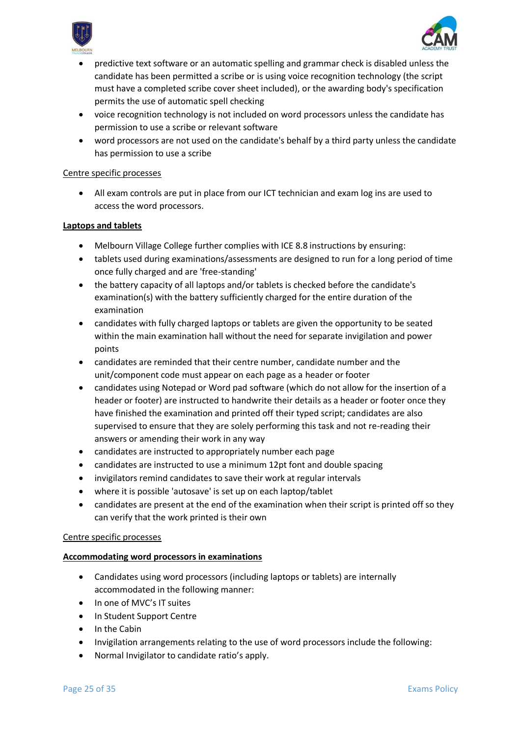- predictive text software or an automatic spelling and grammar check is disabled unless the candidate has been permitted a scribe or is using voice recognition technology (the script must have a completed scribe cover sheet included), or the awarding body's specification permits the use of automatic spell checking
- voice recognition technology is not included on word processors unless the candidate has permission to use a scribe or relevant software
- word processors are not used on the candidate's behalf by a third party unless the candidate has permission to use a scribe

<u>Centre specific processes</u>

- All exam controls are put in place from our ICT technician and exam log ins are used to access the word processors.

**<u>Laptops and tablets</u>**

- Melbourn Village College further complies with ICE 8.8 instructions by ensuring:
- tablets used during examinations/assessments are designed to run for a long period of time once fully charged and are 'free-standing'
- the battery capacity of all laptops and/or tablets is checked before the candidate's examination(s) with the battery sufficiently charged for the entire duration of the examination
- candidates with fully charged laptops or tablets are given the opportunity to be seated within the main examination hall without the need for separate invigilation and power points
- candidates are reminded that their centre number, candidate number and the unit/component code must appear on each page as a header or footer
- candidates using Notepad or Word pad software (which do not allow for the insertion of a header or footer) are instructed to handwrite their details as a header or footer once they have finished the examination and printed off their typed script; candidates are also supervised to ensure that they are solely performing this task and not re-reading their answers or amending their work in any way
- candidates are instructed to appropriately number each page
- candidates are instructed to use a minimum 12pt font and double spacing
- invigilators remind candidates to save their work at regular intervals
- where it is possible 'autosave' is set up on each laptop/tablet
- candidates are present at the end of the examination when their script is printed off so they can verify that the work printed is their own

<u>Centre specific processes</u>

**<u>Accommodating word processors in examinations</u>**

- Candidates using word processors (including laptops or tablets) are internally accommodated in the following manner:
- In one of MVC's IT suites
- In Student Support Centre
- In the Cabin
- Invigilation arrangements relating to the use of word processors include the following:
- Normal Invigilator to candidate ratio's apply.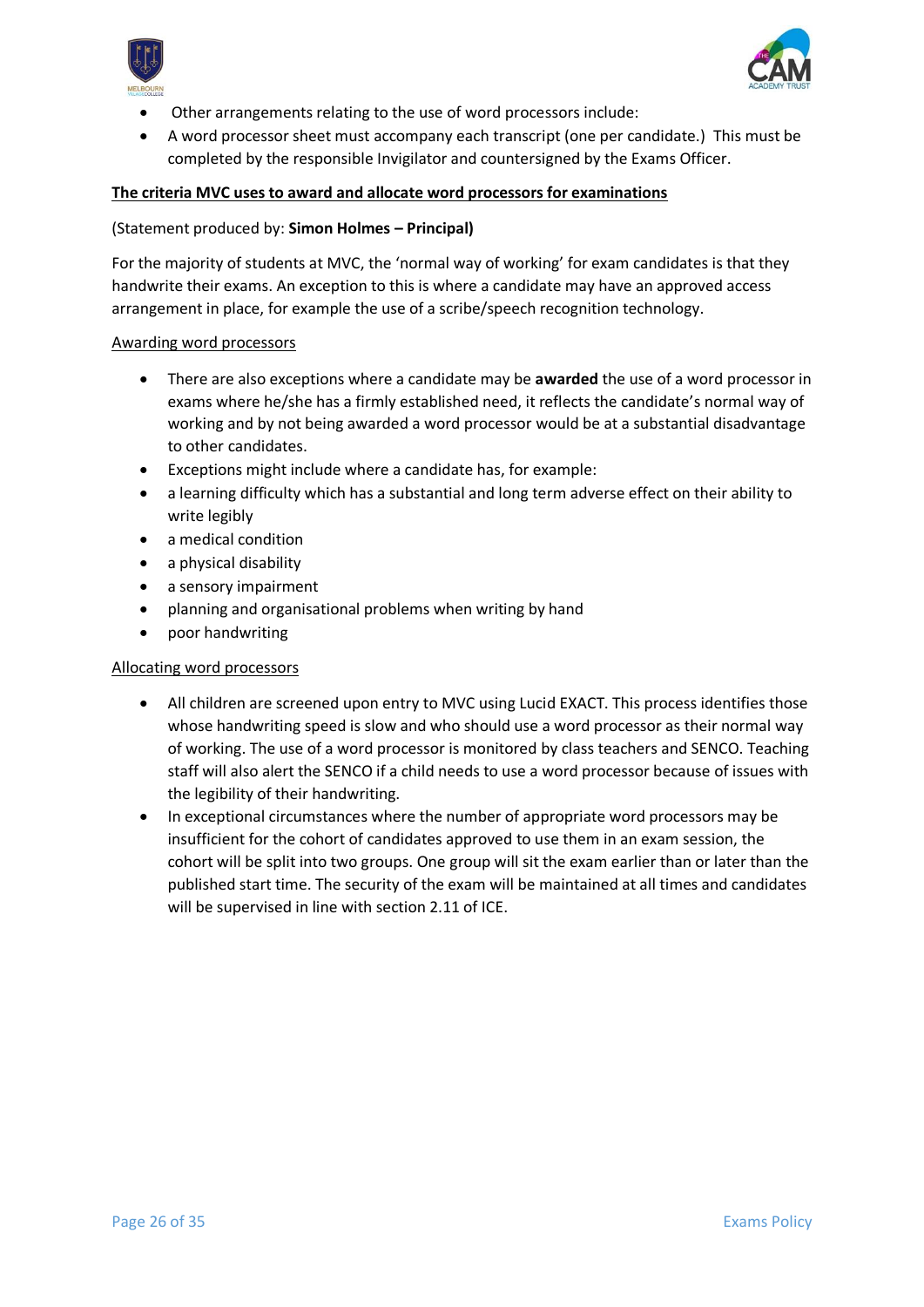- Other arrangements relating to the use of word processors include:
- A word processor sheet must accompany each transcript (one per candidate.) This must be completed by the responsible Invigilator and countersigned by the Exams Officer.

**The criteria MVC uses to award and allocate word processors for examinations**

(Statement produced by: **Simon Holmes – Principal)**

For the majority of students at MVC, the 'normal way of working' for exam candidates is that they handwrite their exams. An exception to this is where a candidate may have an approved access arrangement in place, for example the use of a scribe/speech recognition technology.

Awarding word processors

- There are also exceptions where a candidate may be **awarded** the use of a word processor in exams where he/she has a firmly established need, it reflects the candidate's normal way of working and by not being awarded a word processor would be at a substantial disadvantage to other candidates.
- Exceptions might include where a candidate has, for example:
- a learning difficulty which has a substantial and long term adverse effect on their ability to write legibly
- a medical condition
- a physical disability
- a sensory impairment
- planning and organisational problems when writing by hand
- poor handwriting

Allocating word processors

- All children are screened upon entry to MVC using Lucid EXACT. This process identifies those whose handwriting speed is slow and who should use a word processor as their normal way of working. The use of a word processor is monitored by class teachers and SENCO. Teaching staff will also alert the SENCO if a child needs to use a word processor because of issues with the legibility of their handwriting.
- In exceptional circumstances where the number of appropriate word processors may be insufficient for the cohort of candidates approved to use them in an exam session, the cohort will be split into two groups. One group will sit the exam earlier than or later than the published start time. The security of the exam will be maintained at all times and candidates will be supervised in line with section 2.11 of ICE.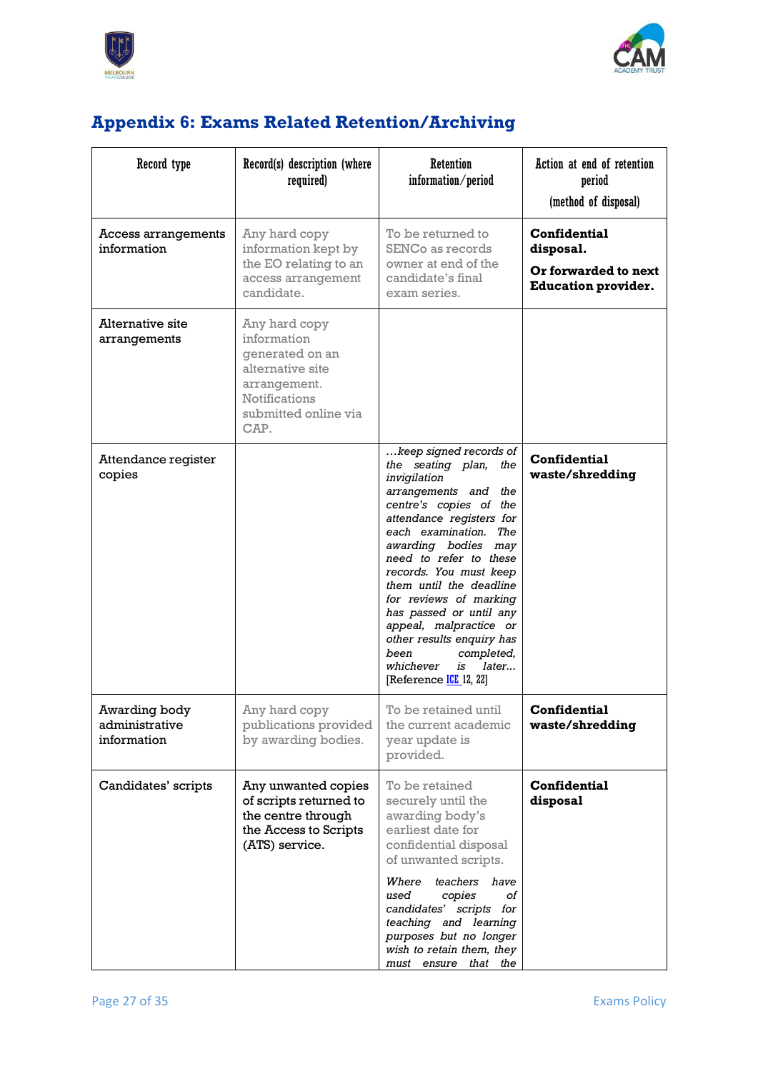# Appendix 6: Exams Related Retention/Archiving

| Record type | Record(s) description (where required) | Retention information/period | Action at end of retention period (method of disposal) |
|---|---|---|---|
| Access arrangements information | Any hard copy information kept by the EO relating to an access arrangement candidate. | To be returned to SENCo as records owner at end of the candidate's final exam series. | **Confidential disposal.** **Or forwarded to next Education provider.** |
| Alternative site arrangements | Any hard copy information generated on an alternative site arrangement. Notifications submitted online via CAP. | | |
| Attendance register copies | | *…keep signed records of the seating plan, the invigilation arrangements and the centre's copies of the attendance registers for each examination. The awarding bodies may need to refer to these records. You must keep them until the deadline for reviews of marking has passed or until any appeal, malpractice or other results enquiry has been completed, whichever is later…* [Reference ICE 12, 22] | **Confidential waste/shredding** |
| Awarding body administrative information | Any hard copy publications provided by awarding bodies. | To be retained until the current academic year update is provided. | **Confidential waste/shredding** |
| Candidates' scripts | Any unwanted copies of scripts returned to the centre through the Access to Scripts (ATS) service. | To be retained securely until the awarding body's earliest date for confidential disposal of unwanted scripts. *Where teachers have used copies of candidates' scripts for teaching and learning purposes but no longer wish to retain them, they must ensure that the* | **Confidential disposal** |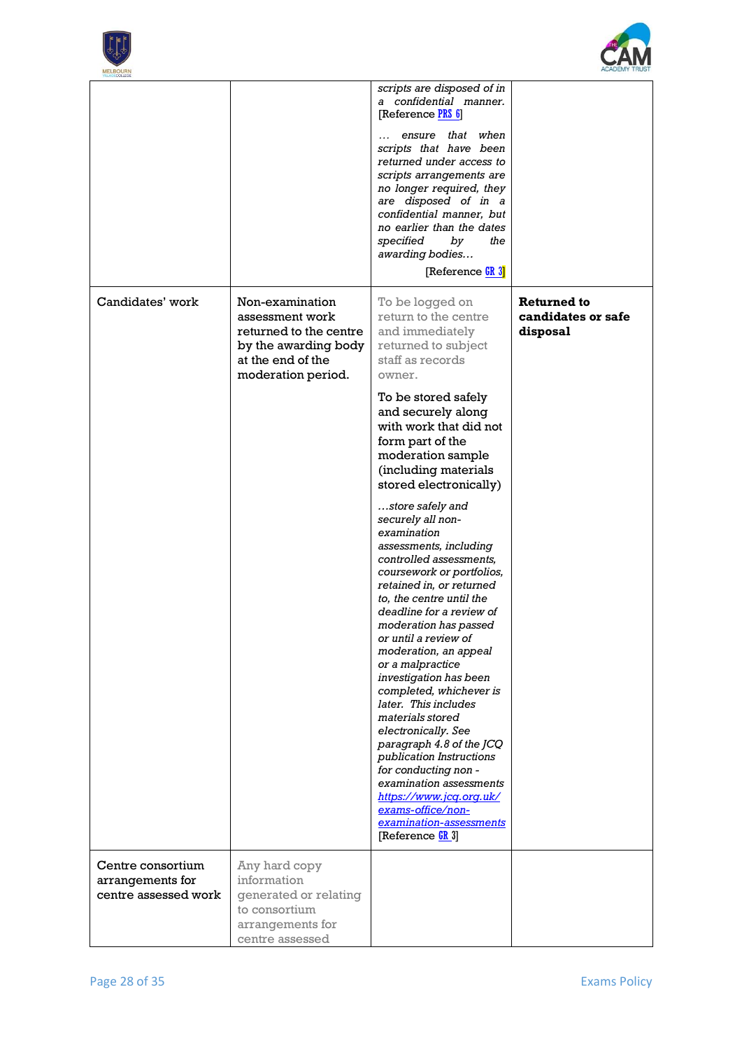| | | | |
|---|---|---|---|
| | | *scripts are disposed of in a confidential manner.* [Reference PRS 6] *… ensure that when scripts that have been returned under access to scripts arrangements are no longer required, they are disposed of in a confidential manner, but no earlier than the dates specified by the awarding bodies…* [Reference GR 3] | |
| Candidates' work | Non-examination assessment work returned to the centre by the awarding body at the end of the moderation period. | To be logged on return to the centre and immediately returned to subject staff as records owner. To be stored safely and securely along with work that did not form part of the moderation sample (including materials stored electronically) *…store safely and securely all non-examination assessments, including controlled assessments, coursework or portfolios, retained in, or returned to, the centre until the deadline for a review of moderation has passed or until a review of moderation, an appeal or a malpractice investigation has been completed, whichever is later. This includes materials stored electronically. See paragraph 4.8 of the JCQ publication Instructions for conducting non - examination assessments* *[https://www.jcq.org.uk/exams-office/non-examination-assessments](https://www.jcq.org.uk/exams-office/non-examination-assessments)* [Reference GR 3] | **Returned to candidates or safe disposal** |
| Centre consortium arrangements for centre assessed work | Any hard copy information generated or relating to consortium arrangements for centre assessed | | |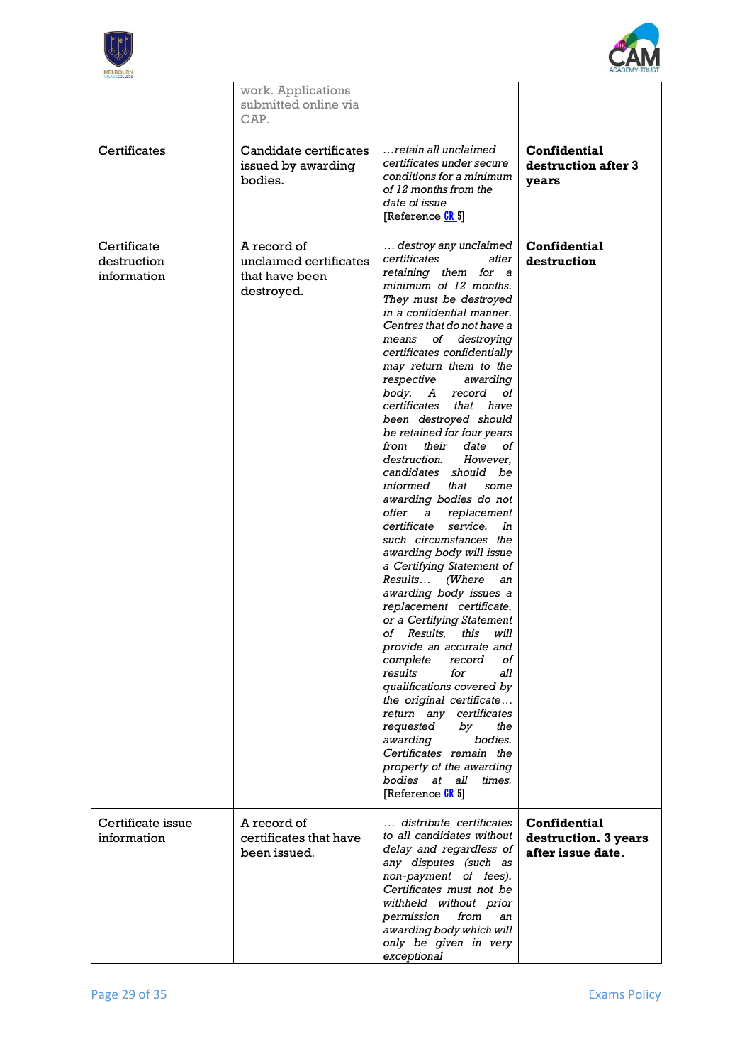| | | | |
|---|---|---|---|
| | work. Applications submitted online via CAP. | | |
| Certificates | Candidate certificates issued by awarding bodies. | *…retain all unclaimed certificates under secure conditions for a minimum of 12 months from the date of issue* [Reference GR 5] | **Confidential destruction after 3 years** |
| Certificate destruction information | A record of unclaimed certificates that have been destroyed. | *… destroy any unclaimed certificates after retaining them for a minimum of 12 months. They must be destroyed in a confidential manner. Centres that do not have a means of destroying certificates confidentially may return them to the respective awarding body. A record of certificates that have been destroyed should be retained for four years from their date of destruction. However, candidates should be informed that some awarding bodies do not offer a replacement certificate service. In such circumstances the awarding body will issue a Certifying Statement of Results… (Where an awarding body issues a replacement certificate, or a Certifying Statement of Results, this will provide an accurate and complete record of results for all qualifications covered by the original certificate… return any certificates requested by the awarding bodies. Certificates remain the property of the awarding bodies at all times.* [Reference GR 5] | **Confidential destruction** |
| Certificate issue information | A record of certificates that have been issued. | *… distribute certificates to all candidates without delay and regardless of any disputes (such as non-payment of fees). Certificates must not be withheld without prior permission from an awarding body which will only be given in very exceptional* | **Confidential destruction. 3 years after issue date.** |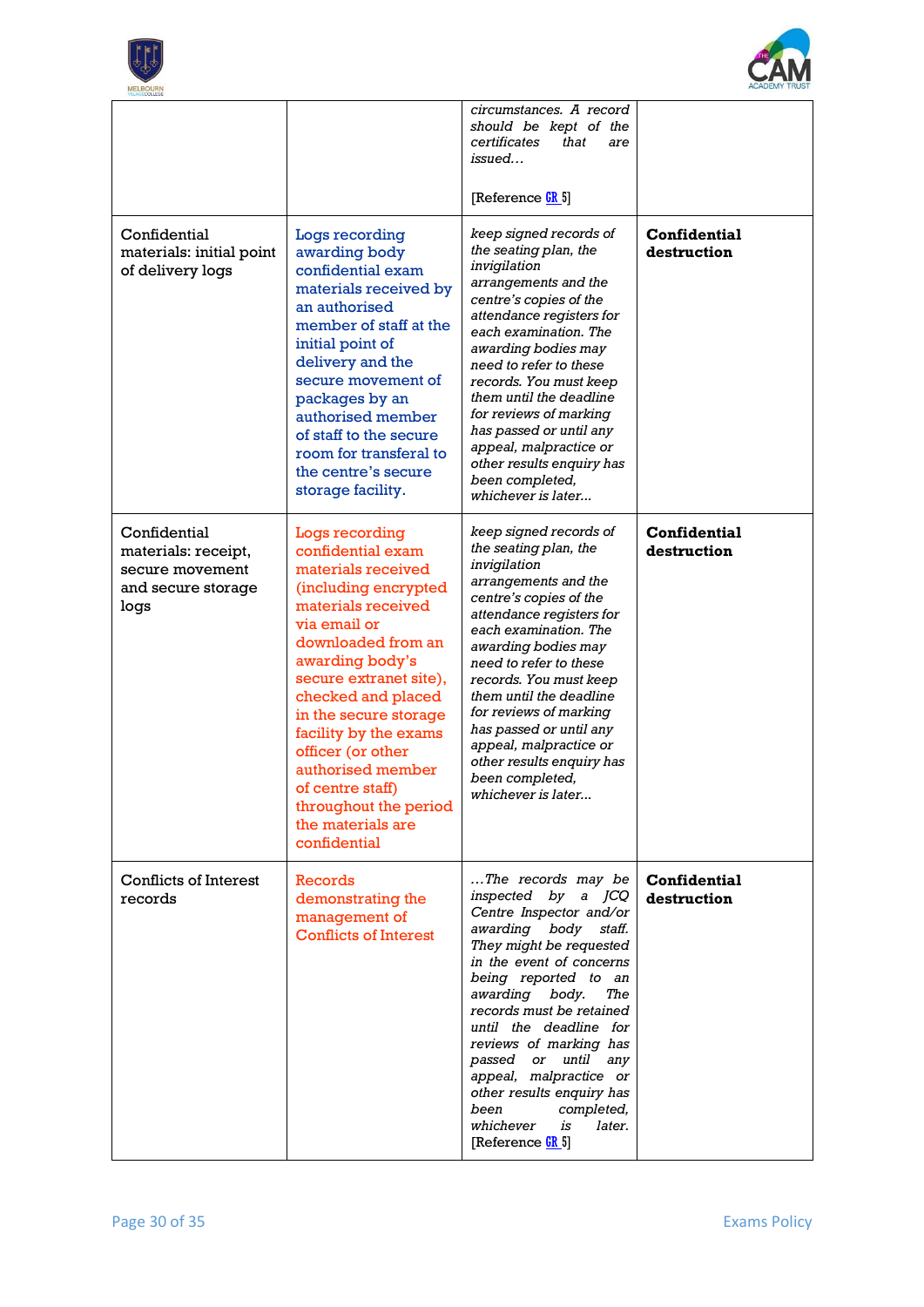| | | | |
|---|---|---|---|
| | | *circumstances. A record should be kept of the certificates that are issued…*<br><br>[Reference GR 5] | |
| Confidential materials: initial point of delivery logs | Logs recording awarding body confidential exam materials received by an authorised member of staff at the initial point of delivery and the secure movement of packages by an authorised member of staff to the secure room for transferal to the centre's secure storage facility. | *keep signed records of the seating plan, the invigilation arrangements and the centre's copies of the attendance registers for each examination. The awarding bodies may need to refer to these records. You must keep them until the deadline for reviews of marking has passed or until any appeal, malpractice or other results enquiry has been completed, whichever is later...* | **Confidential destruction** |
| Confidential materials: receipt, secure movement and secure storage logs | Logs recording confidential exam materials received (including encrypted materials received via email or downloaded from an awarding body's secure extranet site), checked and placed in the secure storage facility by the exams officer (or other authorised member of centre staff) throughout the period the materials are confidential | *keep signed records of the seating plan, the invigilation arrangements and the centre's copies of the attendance registers for each examination. The awarding bodies may need to refer to these records. You must keep them until the deadline for reviews of marking has passed or until any appeal, malpractice or other results enquiry has been completed, whichever is later...* | **Confidential destruction** |
| Conflicts of Interest records | Records demonstrating the management of Conflicts of Interest | *…The records may be inspected by a JCQ Centre Inspector and/or awarding body staff. They might be requested in the event of concerns being reported to an awarding body. The records must be retained until the deadline for reviews of marking has passed or until any appeal, malpractice or other results enquiry has been completed, whichever is later.*<br>[Reference GR 5] | **Confidential destruction** |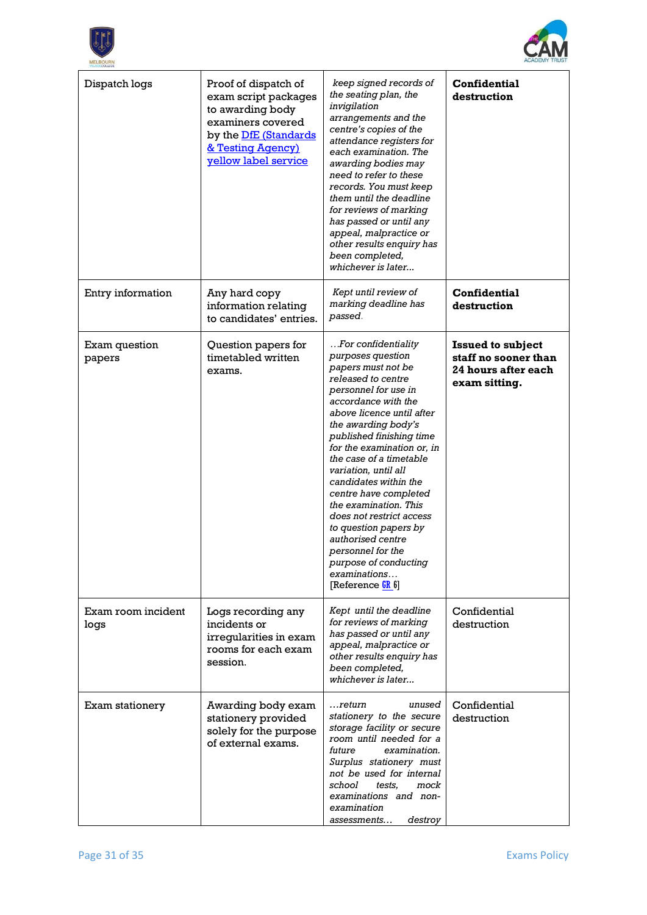| Dispatch logs | Proof of dispatch of exam script packages to awarding body examiners covered by the [DfE (Standards & Testing Agency) yellow label service]() | *keep signed records of the seating plan, the invigilation arrangements and the centre's copies of the attendance registers for each examination. The awarding bodies may need to refer to these records. You must keep them until the deadline for reviews of marking has passed or until any appeal, malpractice or other results enquiry has been completed, whichever is later...* | **Confidential destruction** |
|---|---|---|---|
| Entry information | Any hard copy information relating to candidates' entries. | *Kept until review of marking deadline has passed.* | **Confidential destruction** |
| Exam question papers | Question papers for timetabled written exams. | *...For confidentiality purposes question papers must not be released to centre personnel for use in accordance with the above licence until after the awarding body's published finishing time for the examination or, in the case of a timetable variation, until all candidates within the centre have completed the examination. This does not restrict access to question papers by authorised centre personnel for the purpose of conducting examinations...* [Reference [GR 6]()] | **Issued to subject staff no sooner than 24 hours after each exam sitting.** |
| Exam room incident logs | Logs recording any incidents or irregularities in exam rooms for each exam session. | *Kept until the deadline for reviews of marking has passed or until any appeal, malpractice or other results enquiry has been completed, whichever is later...* | Confidential destruction |
| Exam stationery | Awarding body exam stationery provided solely for the purpose of external exams. | *...return unused stationery to the secure storage facility or secure room until needed for a future examination. Surplus stationery must not be used for internal school tests, mock examinations and non-examination assessments... destroy* | Confidential destruction |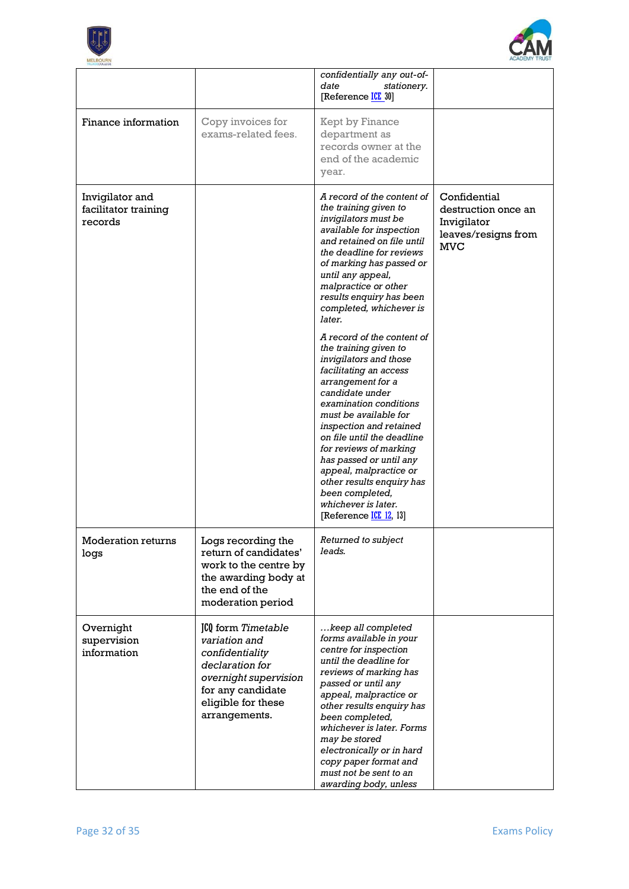| | | | |
|---|---|---|---|
| | | *confidentially any out-of-date stationery.* [Reference ICE 30] | |
| Finance information | Copy invoices for exams-related fees. | Kept by Finance department as records owner at the end of the academic year. | |
| Invigilator and facilitator training records | | *A record of the content of the training given to invigilators must be available for inspection and retained on file until the deadline for reviews of marking has passed or until any appeal, malpractice or other results enquiry has been completed, whichever is later.*<br><br>*A record of the content of the training given to invigilators and those facilitating an access arrangement for a candidate under examination conditions must be available for inspection and retained on file until the deadline for reviews of marking has passed or until any appeal, malpractice or other results enquiry has been completed, whichever is later.* [Reference ICE 12, 13] | Confidential destruction once an Invigilator leaves/resigns from MVC |
| Moderation returns logs | Logs recording the return of candidates' work to the centre by the awarding body at the end of the moderation period | *Returned to subject leads.* | |
| Overnight supervision information | JCQ form *Timetable variation and confidentiality declaration for overnight supervision* for any candidate eligible for these arrangements. | *…keep all completed forms available in your centre for inspection until the deadline for reviews of marking has passed or until any appeal, malpractice or other results enquiry has been completed, whichever is later. Forms may be stored electronically or in hard copy paper format and must not be sent to an awarding body, unless* | |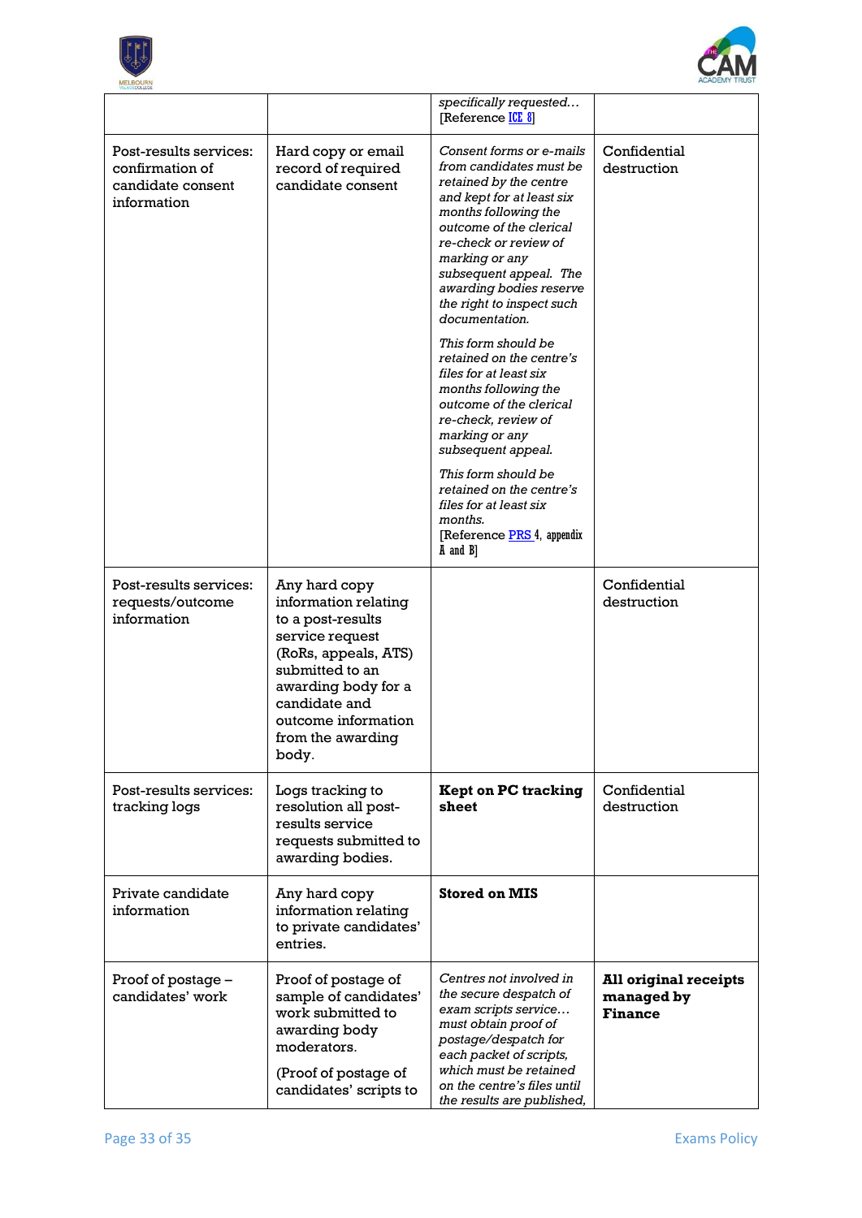| | | *specifically requested…* [Reference ICE 8] | |
|---|---|---|---|
| Post-results services: confirmation of candidate consent information | Hard copy or email record of required candidate consent | *Consent forms or e-mails from candidates must be retained by the centre and kept for at least six months following the outcome of the clerical re-check or review of marking or any subsequent appeal. The awarding bodies reserve the right to inspect such documentation.* *This form should be retained on the centre's files for at least six months following the outcome of the clerical re-check, review of marking or any subsequent appeal.* *This form should be retained on the centre's files for at least six months.* [Reference PRS 4, appendix A and B] | Confidential destruction |
| Post-results services: requests/outcome information | Any hard copy information relating to a post-results service request (RoRs, appeals, ATS) submitted to an awarding body for a candidate and outcome information from the awarding body. | | Confidential destruction |
| Post-results services: tracking logs | Logs tracking to resolution all post-results service requests submitted to awarding bodies. | **Kept on PC tracking sheet** | Confidential destruction |
| Private candidate information | Any hard copy information relating to private candidates' entries. | **Stored on MIS** | |
| Proof of postage – candidates' work | Proof of postage of sample of candidates' work submitted to awarding body moderators. (Proof of postage of candidates' scripts to | *Centres not involved in the secure despatch of exam scripts service… must obtain proof of postage/despatch for each packet of scripts, which must be retained on the centre's files until the results are published,* | **All original receipts managed by Finance** |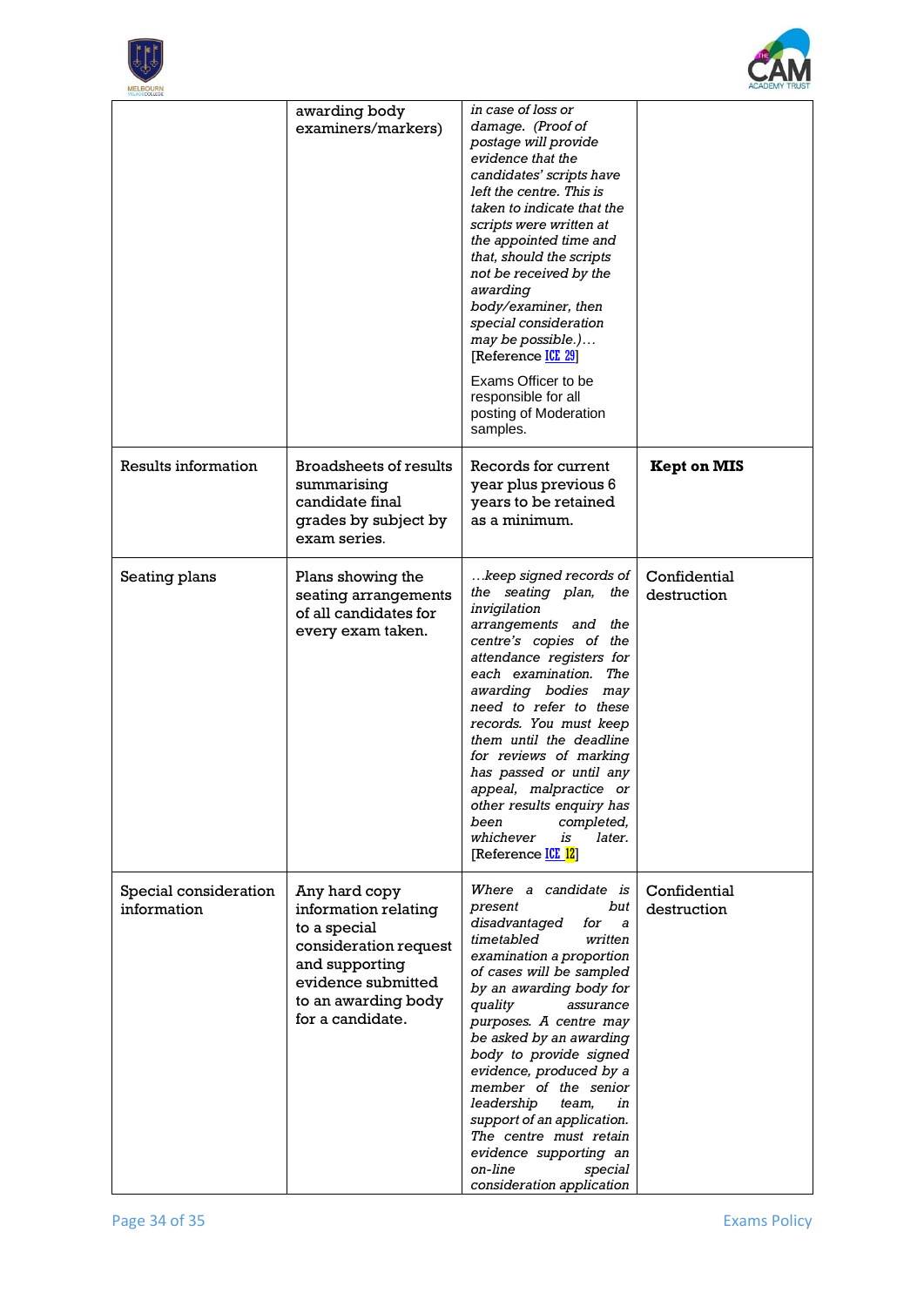| | | | |
|---|---|---|---|
| | awarding body examiners/markers) | *in case of loss or damage. (Proof of postage will provide evidence that the candidates' scripts have left the centre. This is taken to indicate that the scripts were written at the appointed time and that, should the scripts not be received by the awarding body/examiner, then special consideration may be possible.)…* [Reference ICE 29]<br><br>Exams Officer to be responsible for all posting of Moderation samples. | |
| Results information | Broadsheets of results summarising candidate final grades by subject by exam series. | Records for current year plus previous 6 years to be retained as a minimum. | **Kept on MIS** |
| Seating plans | Plans showing the seating arrangements of all candidates for every exam taken. | *…keep signed records of the seating plan, the invigilation arrangements and the centre's copies of the attendance registers for each examination. The awarding bodies may need to refer to these records. You must keep them until the deadline for reviews of marking has passed or until any appeal, malpractice or other results enquiry has been completed, whichever is later.* [Reference ICE 12] | Confidential destruction |
| Special consideration information | Any hard copy information relating to a special consideration request and supporting evidence submitted to an awarding body for a candidate. | *Where a candidate is present but disadvantaged for a timetabled written examination a proportion of cases will be sampled by an awarding body for quality assurance purposes. A centre may be asked by an awarding body to provide signed evidence, produced by a member of the senior leadership team, in support of an application. The centre must retain evidence supporting an on-line special consideration application* | Confidential destruction |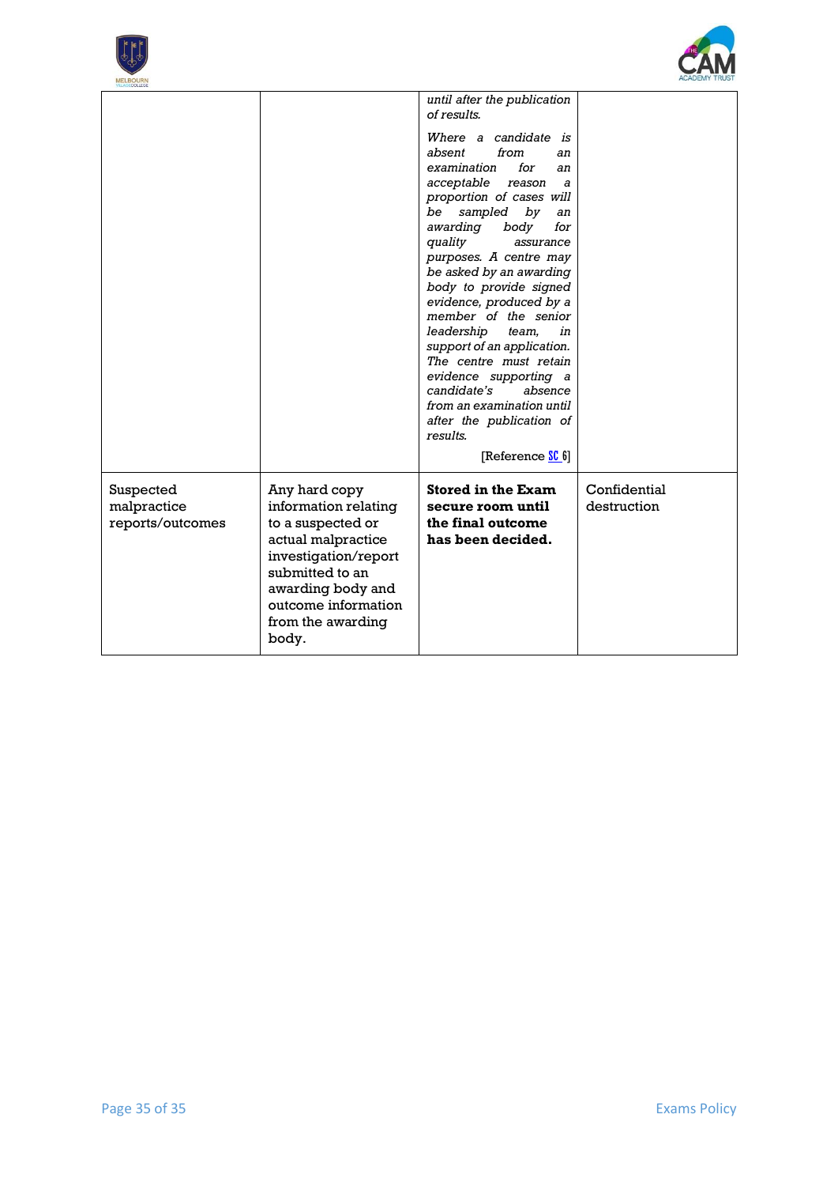| | | | |
|---|---|---|---|
| | | *until after the publication of results.* *Where a candidate is absent from an examination for an acceptable reason a proportion of cases will be sampled by an awarding body for quality assurance purposes. A centre may be asked by an awarding body to provide signed evidence, produced by a member of the senior leadership team, in support of an application. The centre must retain evidence supporting a candidate's absence from an examination until after the publication of results.* [Reference SC 6] | |
| Suspected malpractice reports/outcomes | Any hard copy information relating to a suspected or actual malpractice investigation/report submitted to an awarding body and outcome information from the awarding body. | **Stored in the Exam secure room until the final outcome has been decided.** | Confidential destruction |